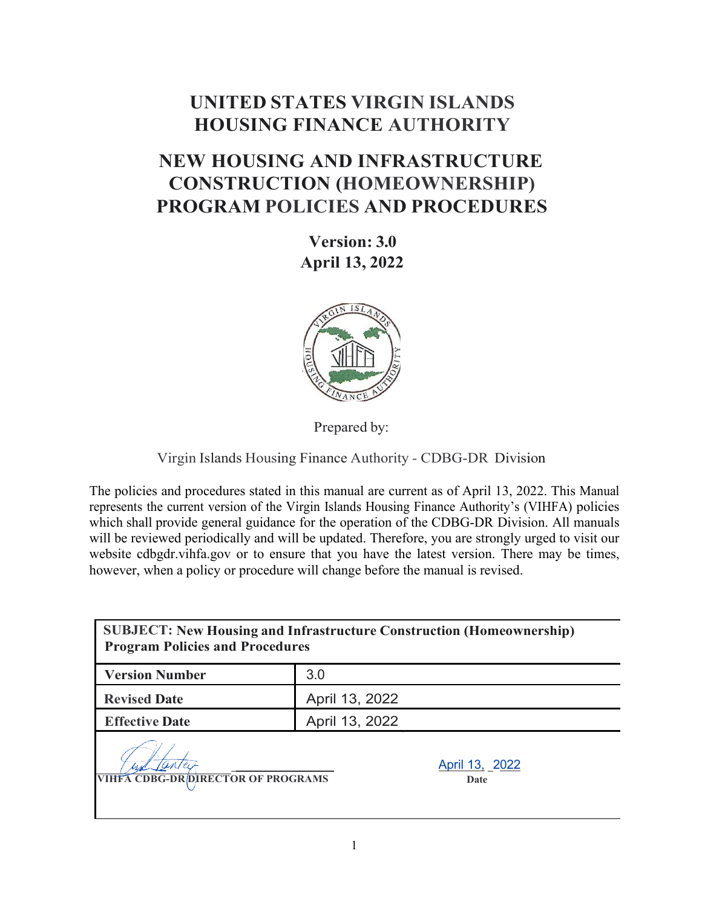# UNITED STATES VIRGIN ISLANDS HOUSING FINANCE AUTHORITY

# NEW HOUSING AND INFRASTRUCTURE CONSTRUCTION (HOMEOWNERSHIP) PROGRAM POLICIES AND PROCEDURES

**Version: 3.0**
**April 13, 2022**

Prepared by:

Virgin Islands Housing Finance Authority - CDBG-DR Division

The policies and procedures stated in this manual are current as of April 13, 2022. This Manual represents the current version of the Virgin Islands Housing Finance Authority's (VIHFA) policies which shall provide general guidance for the operation of the CDBG-DR Division. All manuals will be reviewed periodically and will be updated. Therefore, you are strongly urged to visit our website cdbgdr.vihfa.gov or to ensure that you have the latest version. There may be times, however, when a policy or procedure will change before the manual is revised.

| **SUBJECT: New Housing and Infrastructure Construction (Homeownership) Program Policies and Procedures** | |
|---|---|
| **Version Number** | 3.0 |
| **Revised Date** | April 13, 2022 |
| **Effective Date** | April 13, 2022 |
| **VIHFA CDBG-DR DIRECTOR OF PROGRAMS** | April 13, 2022 **Date** |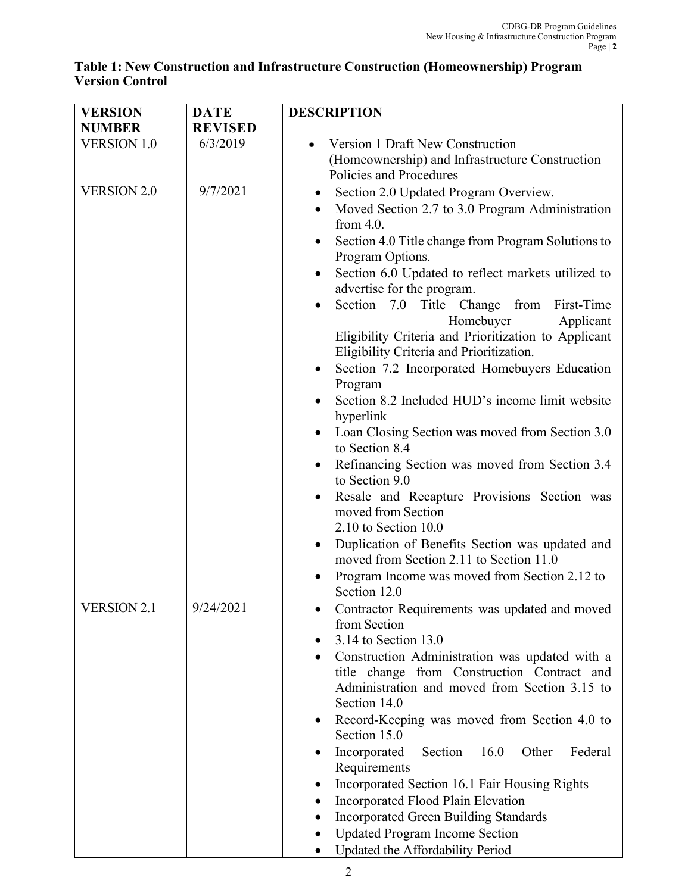**Table 1: New Construction and Infrastructure Construction (Homeownership) Program Version Control**

| VERSION NUMBER | DATE REVISED | DESCRIPTION |
|---|---|---|
| VERSION 1.0 | 6/3/2019 | • Version 1 Draft New Construction (Homeownership) and Infrastructure Construction Policies and Procedures |
| VERSION 2.0 | 9/7/2021 | • Section 2.0 Updated Program Overview.<br>• Moved Section 2.7 to 3.0 Program Administration from 4.0.<br>• Section 4.0 Title change from Program Solutions to Program Options.<br>• Section 6.0 Updated to reflect markets utilized to advertise for the program.<br>• Section 7.0 Title Change from First-Time Homebuyer Applicant Eligibility Criteria and Prioritization to Applicant Eligibility Criteria and Prioritization.<br>• Section 7.2 Incorporated Homebuyers Education Program<br>• Section 8.2 Included HUD's income limit website hyperlink<br>• Loan Closing Section was moved from Section 3.0 to Section 8.4<br>• Refinancing Section was moved from Section 3.4 to Section 9.0<br>• Resale and Recapture Provisions Section was moved from Section 2.10 to Section 10.0<br>• Duplication of Benefits Section was updated and moved from Section 2.11 to Section 11.0<br>• Program Income was moved from Section 2.12 to Section 12.0 |
| VERSION 2.1 | 9/24/2021 | • Contractor Requirements was updated and moved from Section<br>• 3.14 to Section 13.0<br>• Construction Administration was updated with a title change from Construction Contract and Administration and moved from Section 3.15 to Section 14.0<br>• Record-Keeping was moved from Section 4.0 to Section 15.0<br>• Incorporated Section 16.0 Other Federal Requirements<br>• Incorporated Section 16.1 Fair Housing Rights<br>• Incorporated Flood Plain Elevation<br>• Incorporated Green Building Standards<br>• Updated Program Income Section<br>• Updated the Affordability Period |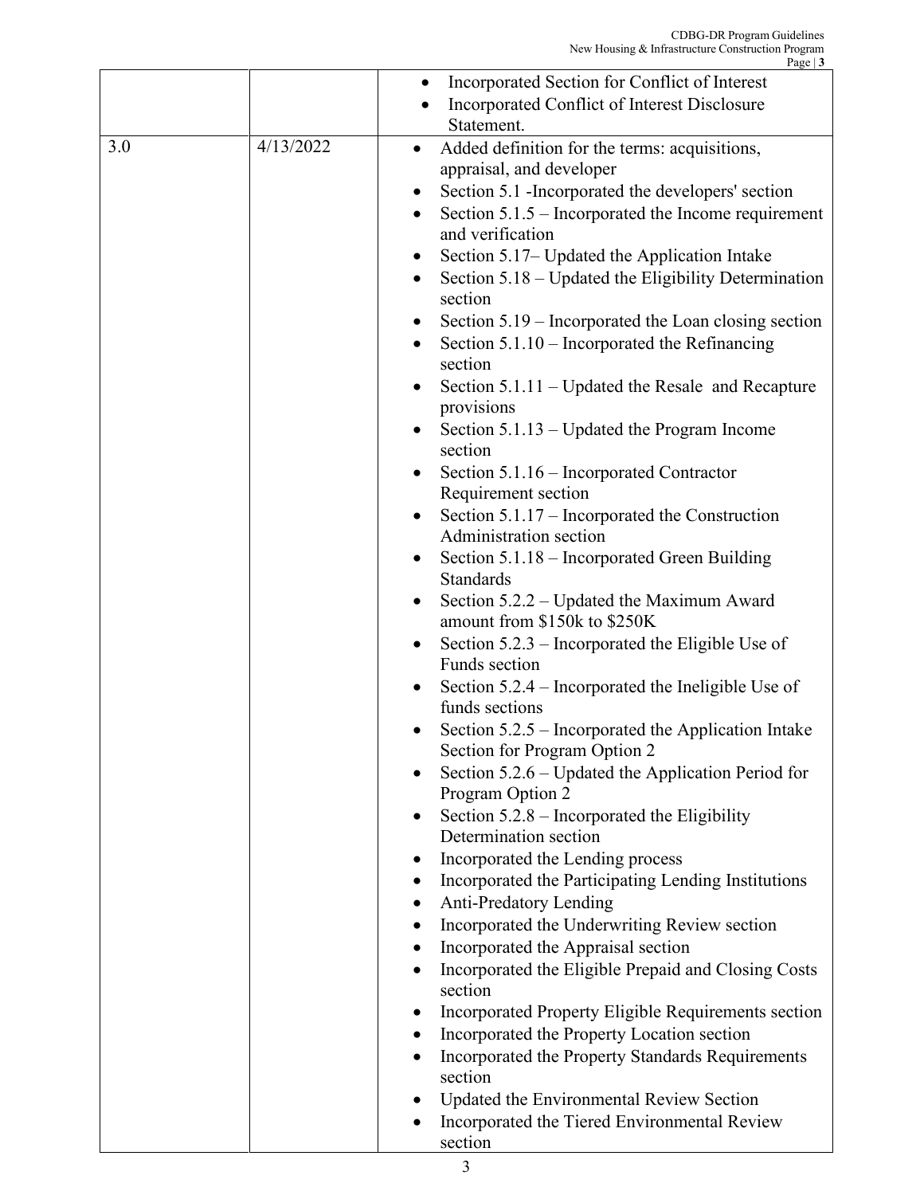| | | |
|---|---|---|
| | | • Incorporated Section for Conflict of Interest<br>• Incorporated Conflict of Interest Disclosure Statement. |
| 3.0 | 4/13/2022 | • Added definition for the terms: acquisitions, appraisal, and developer<br>• Section 5.1 -Incorporated the developers' section<br>• Section 5.1.5 – Incorporated the Income requirement and verification<br>• Section 5.17– Updated the Application Intake<br>• Section 5.18 – Updated the Eligibility Determination section<br>• Section 5.19 – Incorporated the Loan closing section<br>• Section 5.1.10 – Incorporated the Refinancing section<br>• Section 5.1.11 – Updated the Resale and Recapture provisions<br>• Section 5.1.13 – Updated the Program Income section<br>• Section 5.1.16 – Incorporated Contractor Requirement section<br>• Section 5.1.17 – Incorporated the Construction Administration section<br>• Section 5.1.18 – Incorporated Green Building Standards<br>• Section 5.2.2 – Updated the Maximum Award amount from \$150k to \$250K<br>• Section 5.2.3 – Incorporated the Eligible Use of Funds section<br>• Section 5.2.4 – Incorporated the Ineligible Use of funds sections<br>• Section 5.2.5 – Incorporated the Application Intake Section for Program Option 2<br>• Section 5.2.6 – Updated the Application Period for Program Option 2<br>• Section 5.2.8 – Incorporated the Eligibility Determination section<br>• Incorporated the Lending process<br>• Incorporated the Participating Lending Institutions<br>• Anti-Predatory Lending<br>• Incorporated the Underwriting Review section<br>• Incorporated the Appraisal section<br>• Incorporated the Eligible Prepaid and Closing Costs section<br>• Incorporated Property Eligible Requirements section<br>• Incorporated the Property Location section<br>• Incorporated the Property Standards Requirements section<br>• Updated the Environmental Review Section<br>• Incorporated the Tiered Environmental Review section |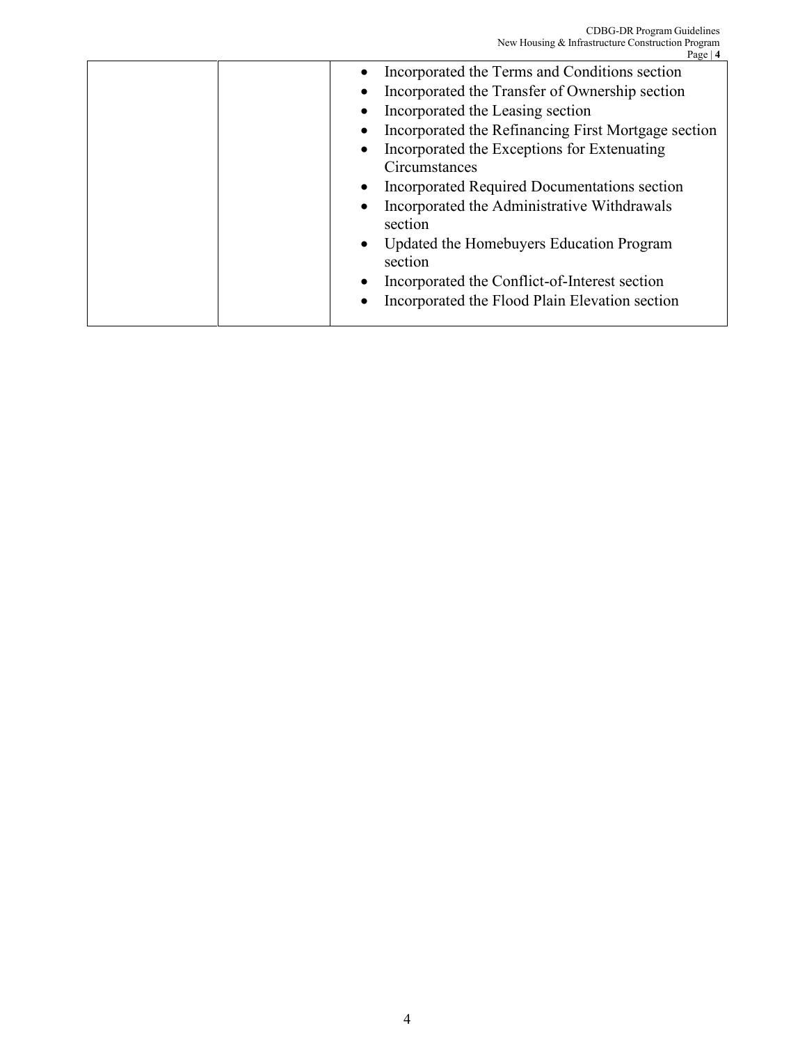| | | |
|---|---|---|
| | | • Incorporated the Terms and Conditions section<br>• Incorporated the Transfer of Ownership section<br>• Incorporated the Leasing section<br>• Incorporated the Refinancing First Mortgage section<br>• Incorporated the Exceptions for Extenuating Circumstances<br>• Incorporated Required Documentations section<br>• Incorporated the Administrative Withdrawals section<br>• Updated the Homebuyers Education Program section<br>• Incorporated the Conflict-of-Interest section<br>• Incorporated the Flood Plain Elevation section |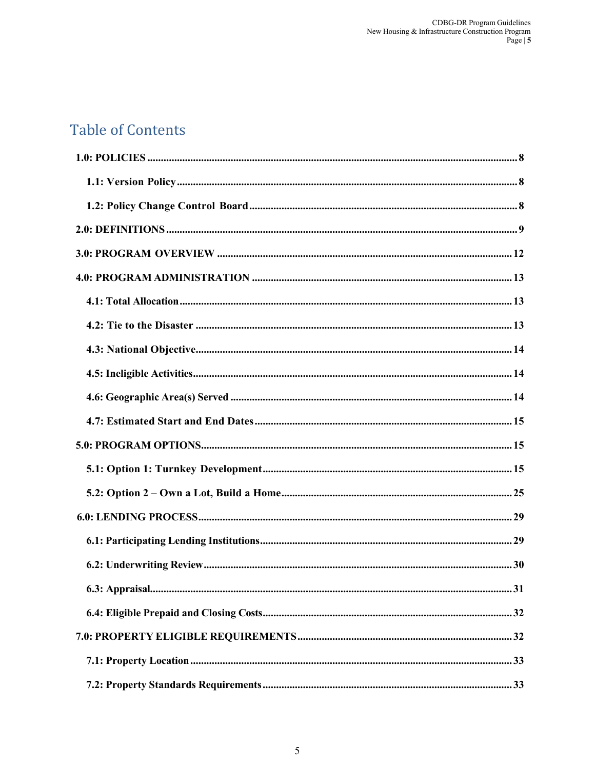# Table of Contents

1.0: POLICIES ........................................................................................................................... 8

1.1: Version Policy ............................................................................................................... 8

1.2: Policy Change Control Board ...................................................................................... 8

2.0: DEFINITIONS ..................................................................................................................... 9

3.0: PROGRAM OVERVIEW ................................................................................................. 12

4.0: PROGRAM ADMINISTRATION .................................................................................... 13

4.1: Total Allocation ............................................................................................................ 13

4.2: Tie to the Disaster ....................................................................................................... 13

4.3: National Objective ....................................................................................................... 14

4.5: Ineligible Activities ....................................................................................................... 14

4.6: Geographic Area(s) Served .......................................................................................... 14

4.7: Estimated Start and End Dates ................................................................................... 15

5.0: PROGRAM OPTIONS ....................................................................................................... 15

5.1: Option 1: Turnkey Development ................................................................................ 15

5.2: Option 2 – Own a Lot, Build a Home ......................................................................... 25

6.0: LENDING PROCESS ......................................................................................................... 29

6.1: Participating Lending Institutions .............................................................................. 29

6.2: Underwriting Review ................................................................................................... 30

6.3: Appraisal ...................................................................................................................... 31

6.4: Eligible Prepaid and Closing Costs ............................................................................. 32

7.0: PROPERTY ELIGIBLE REQUIREMENTS ................................................................... 32

7.1: Property Location ........................................................................................................ 33

7.2: Property Standards Requirements ............................................................................... 33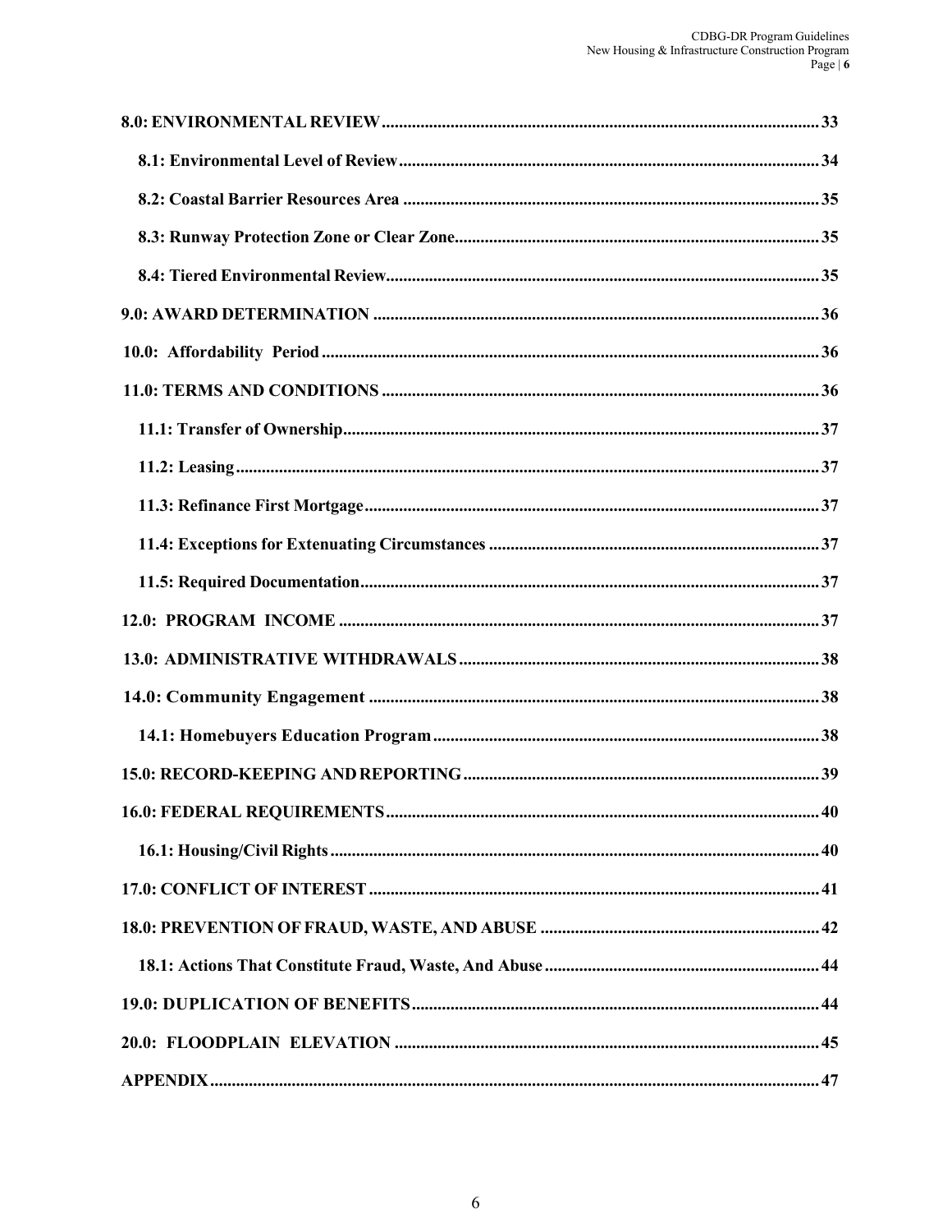8.0: ENVIRONMENTAL REVIEW ..... 33

8.1: Environmental Level of Review ..... 34

8.2: Coastal Barrier Resources Area ..... 35

8.3: Runway Protection Zone or Clear Zone ..... 35

8.4: Tiered Environmental Review ..... 35

9.0: AWARD DETERMINATION ..... 36

10.0: Affordability Period ..... 36

11.0: TERMS AND CONDITIONS ..... 36

11.1: Transfer of Ownership ..... 37

11.2: Leasing ..... 37

11.3: Refinance First Mortgage ..... 37

11.4: Exceptions for Extenuating Circumstances ..... 37

11.5: Required Documentation ..... 37

12.0: PROGRAM INCOME ..... 37

13.0: ADMINISTRATIVE WITHDRAWALS ..... 38

14.0: Community Engagement ..... 38

14.1: Homebuyers Education Program ..... 38

15.0: RECORD-KEEPING AND REPORTING ..... 39

16.0: FEDERAL REQUIREMENTS ..... 40

16.1: Housing/Civil Rights ..... 40

17.0: CONFLICT OF INTEREST ..... 41

18.0: PREVENTION OF FRAUD, WASTE, AND ABUSE ..... 42

18.1: Actions That Constitute Fraud, Waste, And Abuse ..... 44

19.0: DUPLICATION OF BENEFITS ..... 44

20.0: FLOODPLAIN ELEVATION ..... 45

APPENDIX ..... 47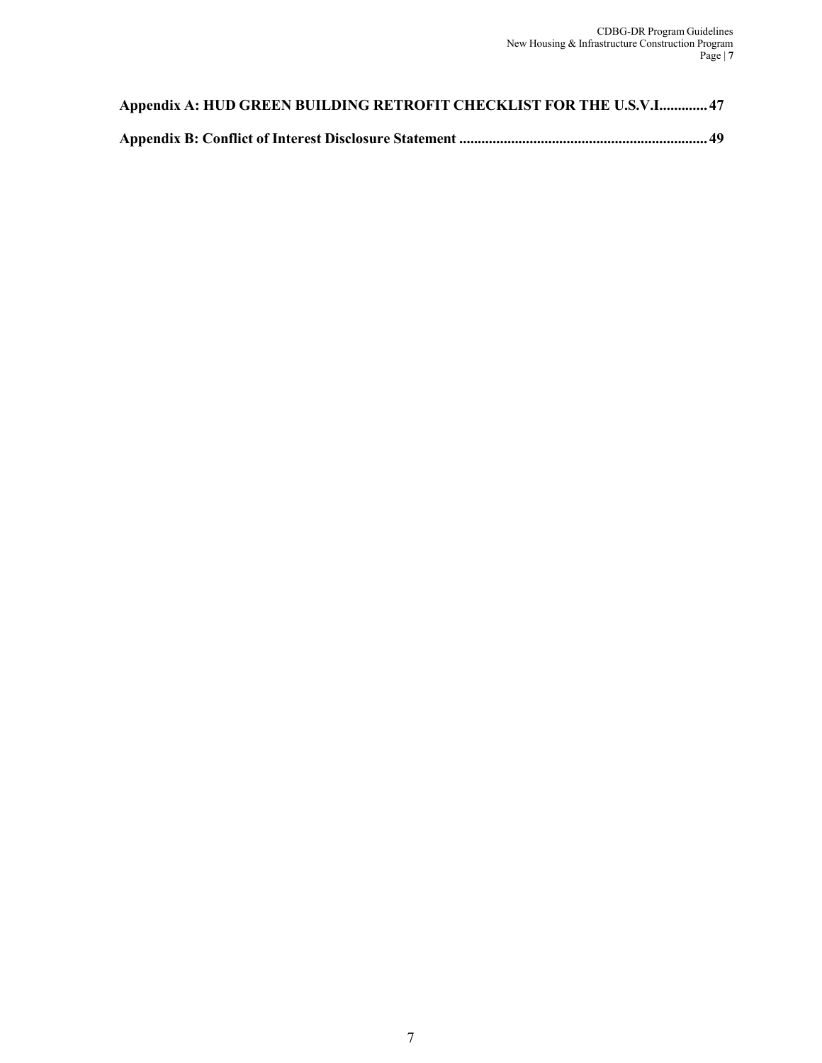**Appendix A: HUD GREEN BUILDING RETROFIT CHECKLIST FOR THE U.S.V.I. ............ 47**

**Appendix B: Conflict of Interest Disclosure Statement .................................................................. 49**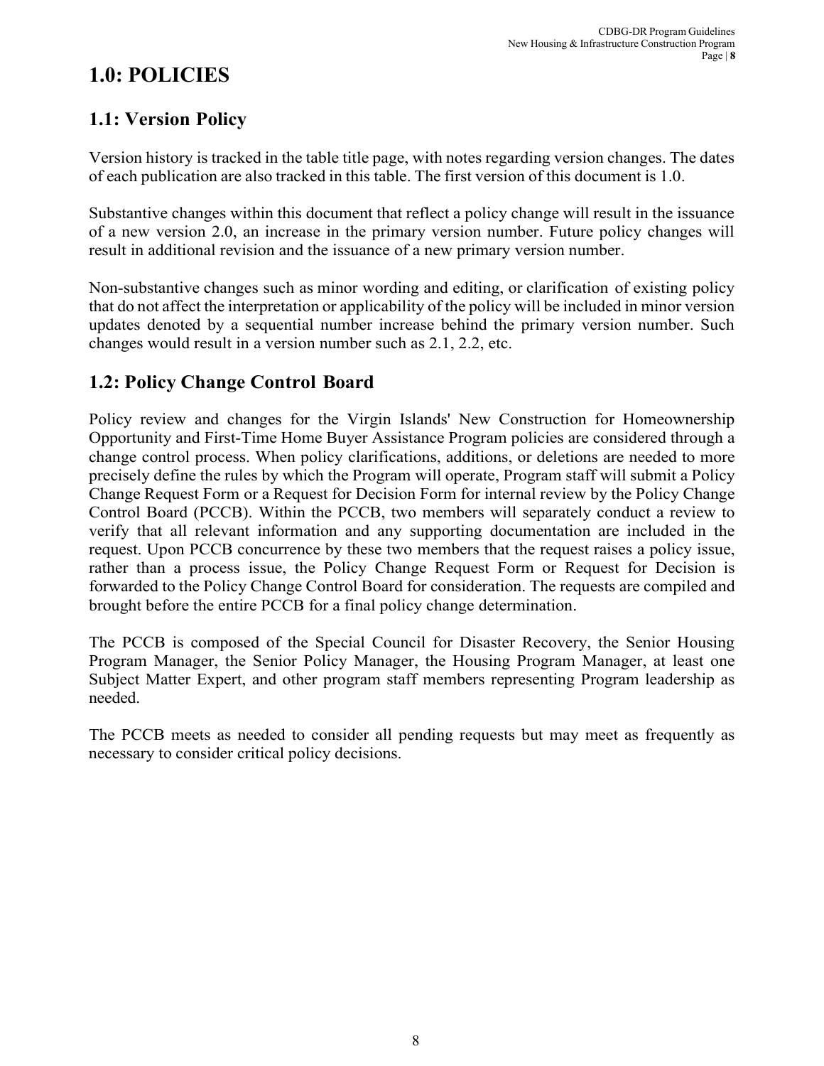# 1.0: POLICIES

## 1.1: Version Policy

Version history is tracked in the table title page, with notes regarding version changes. The dates of each publication are also tracked in this table. The first version of this document is 1.0.

Substantive changes within this document that reflect a policy change will result in the issuance of a new version 2.0, an increase in the primary version number. Future policy changes will result in additional revision and the issuance of a new primary version number.

Non-substantive changes such as minor wording and editing, or clarification of existing policy that do not affect the interpretation or applicability of the policy will be included in minor version updates denoted by a sequential number increase behind the primary version number. Such changes would result in a version number such as 2.1, 2.2, etc.

## 1.2: Policy Change Control Board

Policy review and changes for the Virgin Islands' New Construction for Homeownership Opportunity and First-Time Home Buyer Assistance Program policies are considered through a change control process. When policy clarifications, additions, or deletions are needed to more precisely define the rules by which the Program will operate, Program staff will submit a Policy Change Request Form or a Request for Decision Form for internal review by the Policy Change Control Board (PCCB). Within the PCCB, two members will separately conduct a review to verify that all relevant information and any supporting documentation are included in the request. Upon PCCB concurrence by these two members that the request raises a policy issue, rather than a process issue, the Policy Change Request Form or Request for Decision is forwarded to the Policy Change Control Board for consideration. The requests are compiled and brought before the entire PCCB for a final policy change determination.

The PCCB is composed of the Special Council for Disaster Recovery, the Senior Housing Program Manager, the Senior Policy Manager, the Housing Program Manager, at least one Subject Matter Expert, and other program staff members representing Program leadership as needed.

The PCCB meets as needed to consider all pending requests but may meet as frequently as necessary to consider critical policy decisions.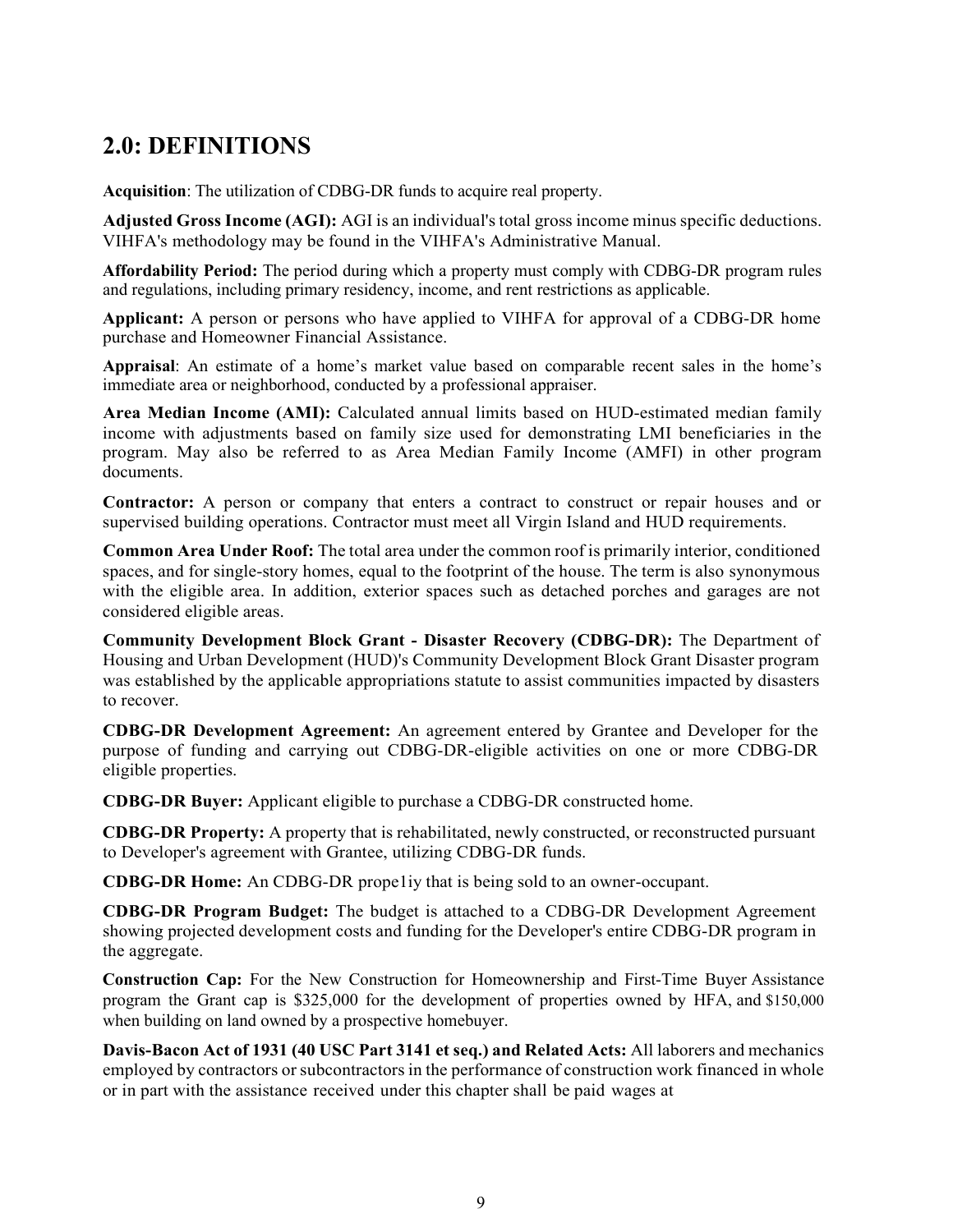## 2.0: DEFINITIONS

**Acquisition**: The utilization of CDBG-DR funds to acquire real property.

**Adjusted Gross Income (AGI):** AGI is an individual's total gross income minus specific deductions. VIHFA's methodology may be found in the VIHFA's Administrative Manual.

**Affordability Period:** The period during which a property must comply with CDBG-DR program rules and regulations, including primary residency, income, and rent restrictions as applicable.

**Applicant:** A person or persons who have applied to VIHFA for approval of a CDBG-DR home purchase and Homeowner Financial Assistance.

**Appraisal**: An estimate of a home's market value based on comparable recent sales in the home's immediate area or neighborhood, conducted by a professional appraiser.

**Area Median Income (AMI):** Calculated annual limits based on HUD-estimated median family income with adjustments based on family size used for demonstrating LMI beneficiaries in the program. May also be referred to as Area Median Family Income (AMFI) in other program documents.

**Contractor:** A person or company that enters a contract to construct or repair houses and or supervised building operations. Contractor must meet all Virgin Island and HUD requirements.

**Common Area Under Roof:** The total area under the common roof is primarily interior, conditioned spaces, and for single-story homes, equal to the footprint of the house. The term is also synonymous with the eligible area. In addition, exterior spaces such as detached porches and garages are not considered eligible areas.

**Community Development Block Grant - Disaster Recovery (CDBG-DR):** The Department of Housing and Urban Development (HUD)'s Community Development Block Grant Disaster program was established by the applicable appropriations statute to assist communities impacted by disasters to recover.

**CDBG-DR Development Agreement:** An agreement entered by Grantee and Developer for the purpose of funding and carrying out CDBG-DR-eligible activities on one or more CDBG-DR eligible properties.

**CDBG-DR Buyer:** Applicant eligible to purchase a CDBG-DR constructed home.

**CDBG-DR Property:** A property that is rehabilitated, newly constructed, or reconstructed pursuant to Developer's agreement with Grantee, utilizing CDBG-DR funds.

**CDBG-DR Home:** An CDBG-DR prope1iy that is being sold to an owner-occupant.

**CDBG-DR Program Budget:** The budget is attached to a CDBG-DR Development Agreement showing projected development costs and funding for the Developer's entire CDBG-DR program in the aggregate.

**Construction Cap:** For the New Construction for Homeownership and First-Time Buyer Assistance program the Grant cap is $325,000 for the development of properties owned by HFA, and $150,000 when building on land owned by a prospective homebuyer.

**Davis-Bacon Act of 1931 (40 USC Part 3141 et seq.) and Related Acts:** All laborers and mechanics employed by contractors or subcontractors in the performance of construction work financed in whole or in part with the assistance received under this chapter shall be paid wages at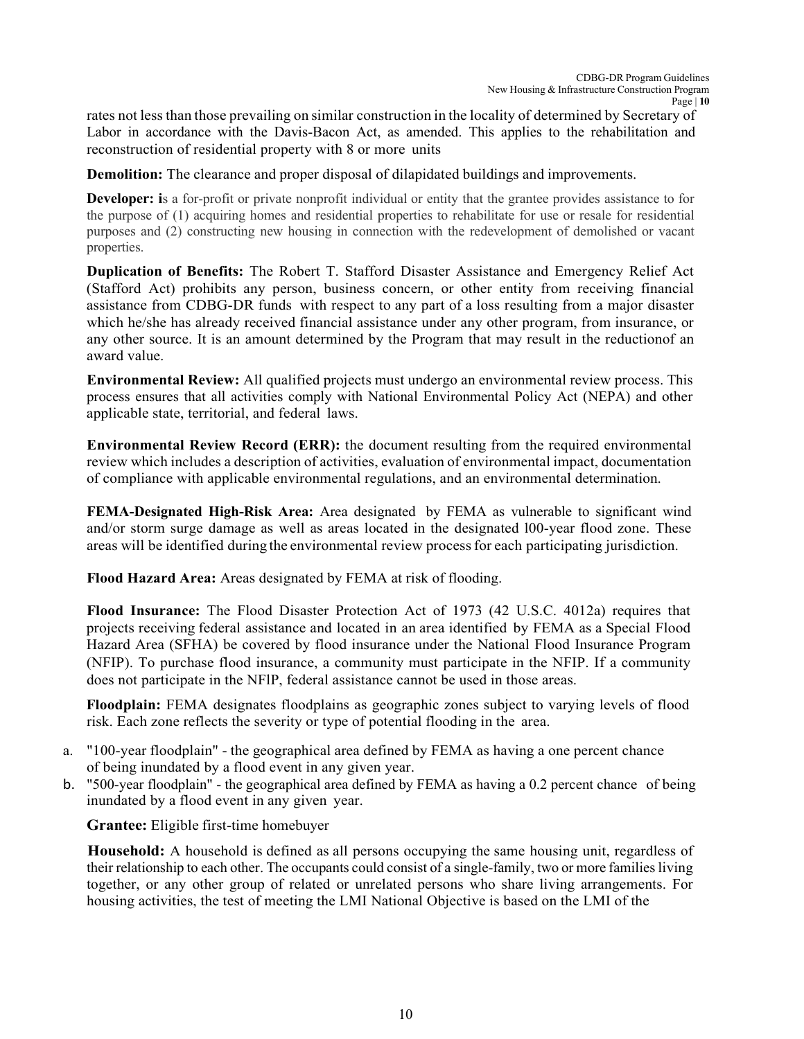rates not less than those prevailing on similar construction in the locality of determined by Secretary of Labor in accordance with the Davis-Bacon Act, as amended. This applies to the rehabilitation and reconstruction of residential property with 8 or more units

**Demolition:** The clearance and proper disposal of dilapidated buildings and improvements.

**Developer: i**s a for-profit or private nonprofit individual or entity that the grantee provides assistance to for the purpose of (1) acquiring homes and residential properties to rehabilitate for use or resale for residential purposes and (2) constructing new housing in connection with the redevelopment of demolished or vacant properties.

**Duplication of Benefits:** The Robert T. Stafford Disaster Assistance and Emergency Relief Act (Stafford Act) prohibits any person, business concern, or other entity from receiving financial assistance from CDBG-DR funds with respect to any part of a loss resulting from a major disaster which he/she has already received financial assistance under any other program, from insurance, or any other source. It is an amount determined by the Program that may result in the reductionof an award value.

**Environmental Review:** All qualified projects must undergo an environmental review process. This process ensures that all activities comply with National Environmental Policy Act (NEPA) and other applicable state, territorial, and federal laws.

**Environmental Review Record (ERR):** the document resulting from the required environmental review which includes a description of activities, evaluation of environmental impact, documentation of compliance with applicable environmental regulations, and an environmental determination.

**FEMA-Designated High-Risk Area:** Area designated by FEMA as vulnerable to significant wind and/or storm surge damage as well as areas located in the designated l00-year flood zone. These areas will be identified during the environmental review process for each participating jurisdiction.

**Flood Hazard Area:** Areas designated by FEMA at risk of flooding.

**Flood Insurance:** The Flood Disaster Protection Act of 1973 (42 U.S.C. 4012a) requires that projects receiving federal assistance and located in an area identified by FEMA as a Special Flood Hazard Area (SFHA) be covered by flood insurance under the National Flood Insurance Program (NFIP). To purchase flood insurance, a community must participate in the NFIP. If a community does not participate in the NFlP, federal assistance cannot be used in those areas.

**Floodplain:** FEMA designates floodplains as geographic zones subject to varying levels of flood risk. Each zone reflects the severity or type of potential flooding in the area.

a. "100-year floodplain" - the geographical area defined by FEMA as having a one percent chance of being inundated by a flood event in any given year.
b. "500-year floodplain" - the geographical area defined by FEMA as having a 0.2 percent chance of being inundated by a flood event in any given year.

**Grantee:** Eligible first-time homebuyer

**Household:** A household is defined as all persons occupying the same housing unit, regardless of their relationship to each other. The occupants could consist of a single-family, two or more families living together, or any other group of related or unrelated persons who share living arrangements. For housing activities, the test of meeting the LMI National Objective is based on the LMI of the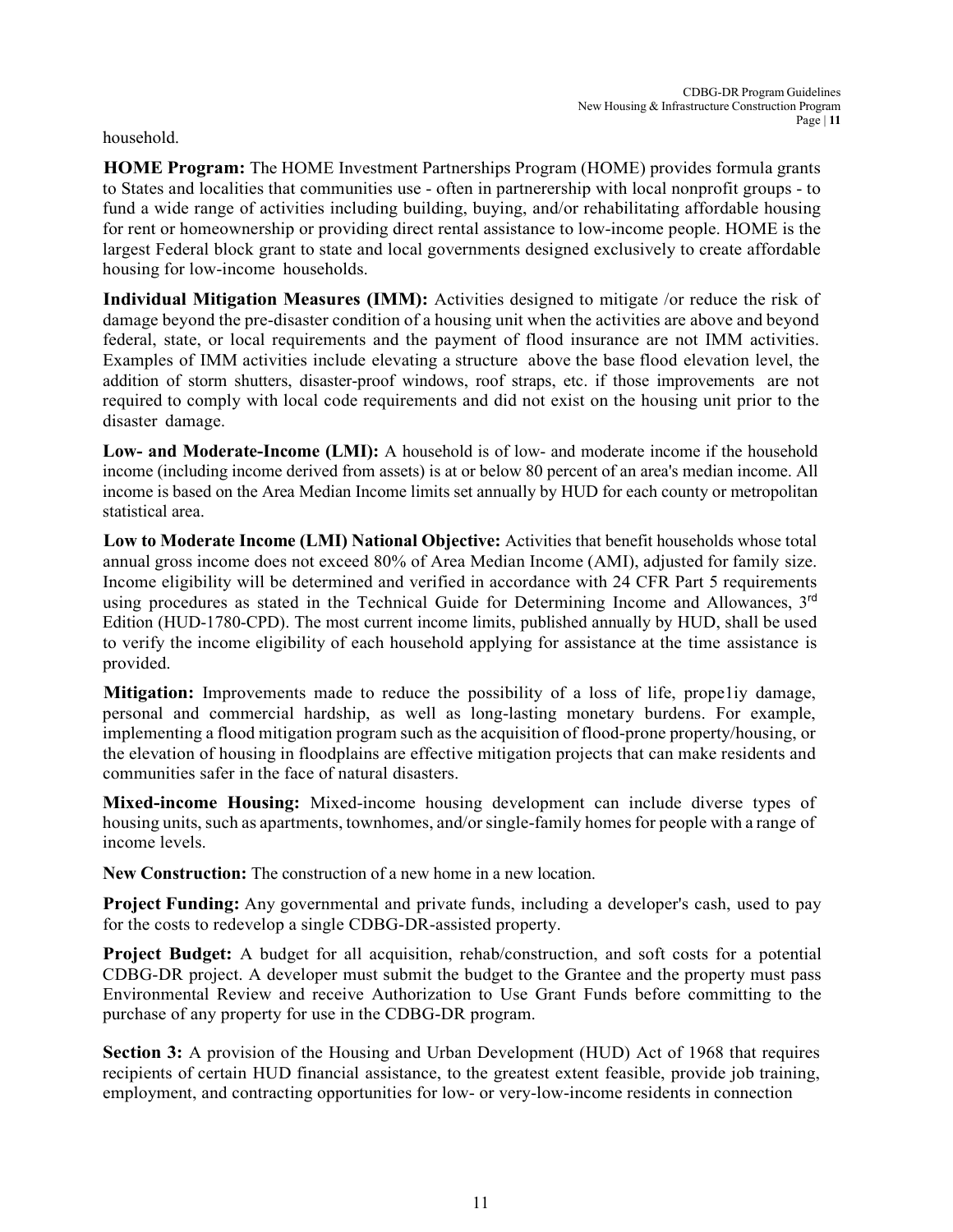household.

**HOME Program:** The HOME Investment Partnerships Program (HOME) provides formula grants to States and localities that communities use - often in partnerership with local nonprofit groups - to fund a wide range of activities including building, buying, and/or rehabilitating affordable housing for rent or homeownership or providing direct rental assistance to low-income people. HOME is the largest Federal block grant to state and local governments designed exclusively to create affordable housing for low-income households.

**Individual Mitigation Measures (IMM):** Activities designed to mitigate /or reduce the risk of damage beyond the pre-disaster condition of a housing unit when the activities are above and beyond federal, state, or local requirements and the payment of flood insurance are not IMM activities. Examples of IMM activities include elevating a structure above the base flood elevation level, the addition of storm shutters, disaster-proof windows, roof straps, etc. if those improvements are not required to comply with local code requirements and did not exist on the housing unit prior to the disaster damage.

**Low- and Moderate-Income (LMI):** A household is of low- and moderate income if the household income (including income derived from assets) is at or below 80 percent of an area's median income. All income is based on the Area Median Income limits set annually by HUD for each county or metropolitan statistical area.

**Low to Moderate Income (LMI) National Objective:** Activities that benefit households whose total annual gross income does not exceed 80% of Area Median Income (AMI), adjusted for family size. Income eligibility will be determined and verified in accordance with 24 CFR Part 5 requirements using procedures as stated in the Technical Guide for Determining Income and Allowances, 3rd Edition (HUD-1780-CPD). The most current income limits, published annually by HUD, shall be used to verify the income eligibility of each household applying for assistance at the time assistance is provided.

**Mitigation:** Improvements made to reduce the possibility of a loss of life, prope1iy damage, personal and commercial hardship, as well as long-lasting monetary burdens. For example, implementing a flood mitigation program such as the acquisition of flood-prone property/housing, or the elevation of housing in floodplains are effective mitigation projects that can make residents and communities safer in the face of natural disasters.

**Mixed-income Housing:** Mixed-income housing development can include diverse types of housing units, such as apartments, townhomes, and/or single-family homes for people with a range of income levels.

**New Construction:** The construction of a new home in a new location.

**Project Funding:** Any governmental and private funds, including a developer's cash, used to pay for the costs to redevelop a single CDBG-DR-assisted property.

**Project Budget:** A budget for all acquisition, rehab/construction, and soft costs for a potential CDBG-DR project. A developer must submit the budget to the Grantee and the property must pass Environmental Review and receive Authorization to Use Grant Funds before committing to the purchase of any property for use in the CDBG-DR program.

**Section 3:** A provision of the Housing and Urban Development (HUD) Act of 1968 that requires recipients of certain HUD financial assistance, to the greatest extent feasible, provide job training, employment, and contracting opportunities for low- or very-low-income residents in connection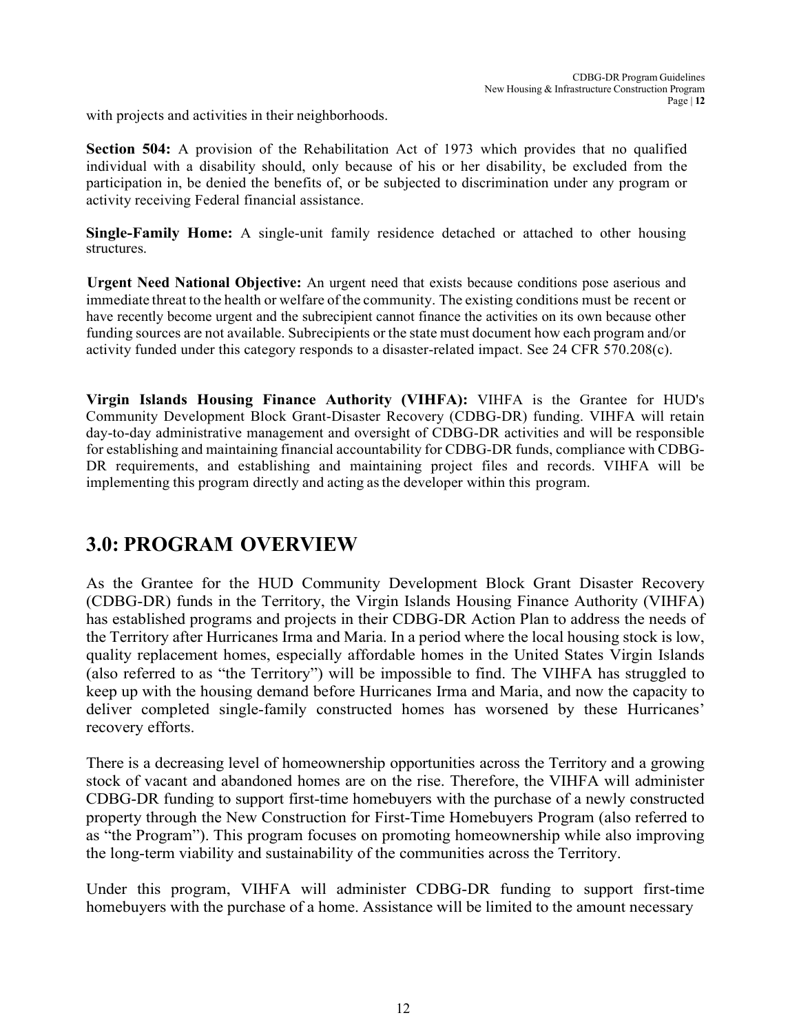with projects and activities in their neighborhoods.

**Section 504:** A provision of the Rehabilitation Act of 1973 which provides that no qualified individual with a disability should, only because of his or her disability, be excluded from the participation in, be denied the benefits of, or be subjected to discrimination under any program or activity receiving Federal financial assistance.

**Single-Family Home:** A single-unit family residence detached or attached to other housing structures.

**Urgent Need National Objective:** An urgent need that exists because conditions pose aserious and immediate threat to the health or welfare of the community. The existing conditions must be recent or have recently become urgent and the subrecipient cannot finance the activities on its own because other funding sources are not available. Subrecipients or the state must document how each program and/or activity funded under this category responds to a disaster-related impact. See 24 CFR 570.208(c).

**Virgin Islands Housing Finance Authority (VIHFA):** VIHFA is the Grantee for HUD's Community Development Block Grant-Disaster Recovery (CDBG-DR) funding. VIHFA will retain day-to-day administrative management and oversight of CDBG-DR activities and will be responsible for establishing and maintaining financial accountability for CDBG-DR funds, compliance with CDBG-DR requirements, and establishing and maintaining project files and records. VIHFA will be implementing this program directly and acting as the developer within this program.

# 3.0: PROGRAM OVERVIEW

As the Grantee for the HUD Community Development Block Grant Disaster Recovery (CDBG-DR) funds in the Territory, the Virgin Islands Housing Finance Authority (VIHFA) has established programs and projects in their CDBG-DR Action Plan to address the needs of the Territory after Hurricanes Irma and Maria. In a period where the local housing stock is low, quality replacement homes, especially affordable homes in the United States Virgin Islands (also referred to as "the Territory") will be impossible to find. The VIHFA has struggled to keep up with the housing demand before Hurricanes Irma and Maria, and now the capacity to deliver completed single-family constructed homes has worsened by these Hurricanes' recovery efforts.

There is a decreasing level of homeownership opportunities across the Territory and a growing stock of vacant and abandoned homes are on the rise. Therefore, the VIHFA will administer CDBG-DR funding to support first-time homebuyers with the purchase of a newly constructed property through the New Construction for First-Time Homebuyers Program (also referred to as "the Program"). This program focuses on promoting homeownership while also improving the long-term viability and sustainability of the communities across the Territory.

Under this program, VIHFA will administer CDBG-DR funding to support first-time homebuyers with the purchase of a home. Assistance will be limited to the amount necessary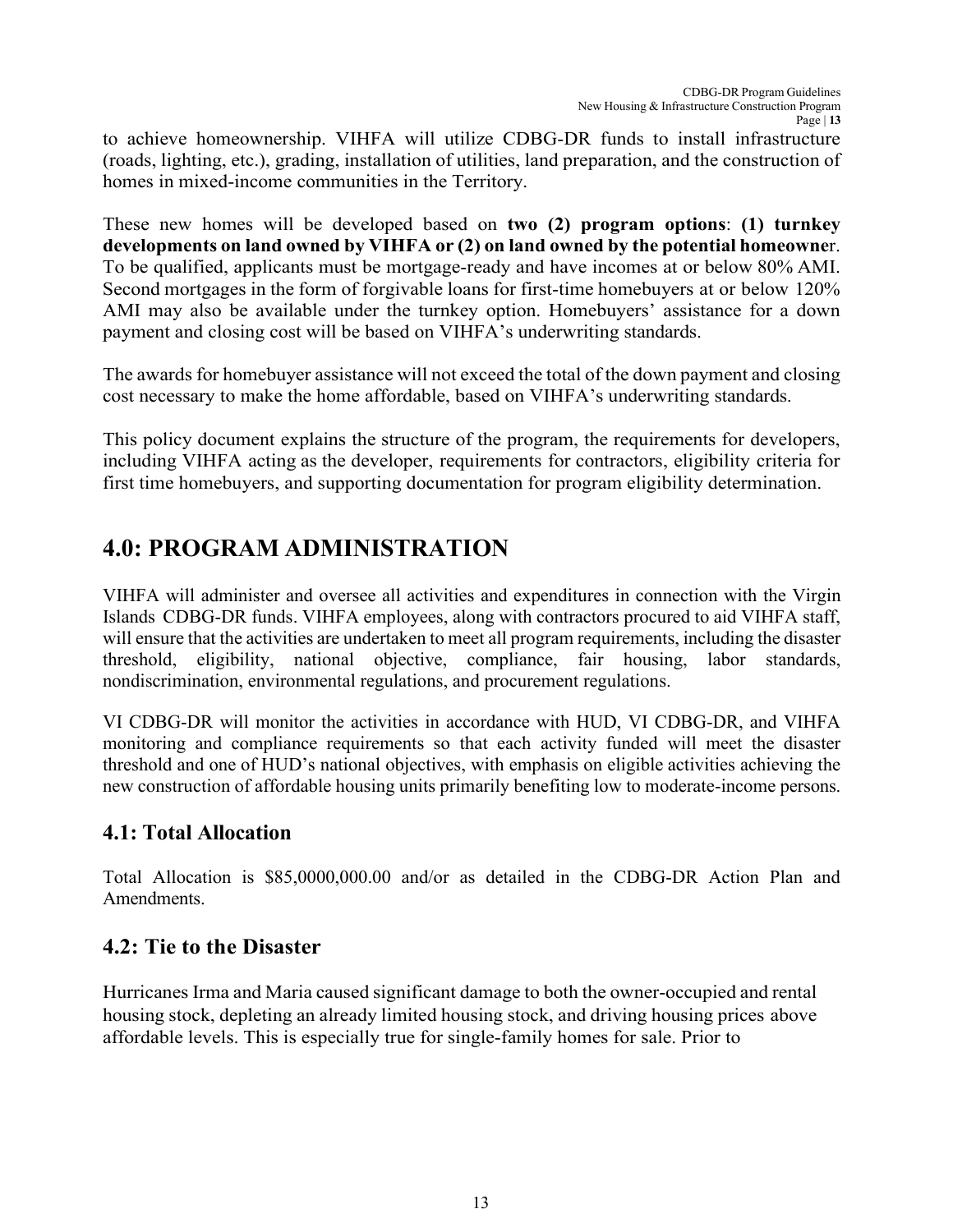to achieve homeownership. VIHFA will utilize CDBG-DR funds to install infrastructure (roads, lighting, etc.), grading, installation of utilities, land preparation, and the construction of homes in mixed-income communities in the Territory.

These new homes will be developed based on **two (2) program options**: **(1) turnkey developments on land owned by VIHFA or (2) on land owned by the potential homeowner**. To be qualified, applicants must be mortgage-ready and have incomes at or below 80% AMI. Second mortgages in the form of forgivable loans for first-time homebuyers at or below 120% AMI may also be available under the turnkey option. Homebuyers' assistance for a down payment and closing cost will be based on VIHFA's underwriting standards.

The awards for homebuyer assistance will not exceed the total of the down payment and closing cost necessary to make the home affordable, based on VIHFA's underwriting standards.

This policy document explains the structure of the program, the requirements for developers, including VIHFA acting as the developer, requirements for contractors, eligibility criteria for first time homebuyers, and supporting documentation for program eligibility determination.

# 4.0: PROGRAM ADMINISTRATION

VIHFA will administer and oversee all activities and expenditures in connection with the Virgin Islands CDBG-DR funds. VIHFA employees, along with contractors procured to aid VIHFA staff, will ensure that the activities are undertaken to meet all program requirements, including the disaster threshold, eligibility, national objective, compliance, fair housing, labor standards, nondiscrimination, environmental regulations, and procurement regulations.

VI CDBG-DR will monitor the activities in accordance with HUD, VI CDBG-DR, and VIHFA monitoring and compliance requirements so that each activity funded will meet the disaster threshold and one of HUD's national objectives, with emphasis on eligible activities achieving the new construction of affordable housing units primarily benefiting low to moderate-income persons.

## 4.1: Total Allocation

Total Allocation is $85,0000,000.00 and/or as detailed in the CDBG-DR Action Plan and Amendments.

## 4.2: Tie to the Disaster

Hurricanes Irma and Maria caused significant damage to both the owner-occupied and rental housing stock, depleting an already limited housing stock, and driving housing prices above affordable levels. This is especially true for single-family homes for sale. Prior to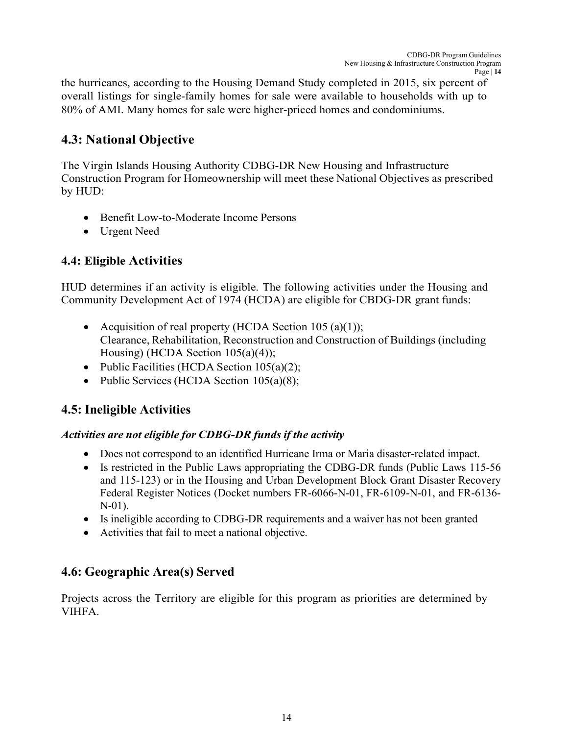the hurricanes, according to the Housing Demand Study completed in 2015, six percent of overall listings for single-family homes for sale were available to households with up to 80% of AMI. Many homes for sale were higher-priced homes and condominiums.

## 4.3: National Objective

The Virgin Islands Housing Authority CDBG-DR New Housing and Infrastructure Construction Program for Homeownership will meet these National Objectives as prescribed by HUD:

- Benefit Low-to-Moderate Income Persons
- Urgent Need

## 4.4: Eligible Activities

HUD determines if an activity is eligible. The following activities under the Housing and Community Development Act of 1974 (HCDA) are eligible for CBDG-DR grant funds:

- Acquisition of real property (HCDA Section 105 (a)(1));
  Clearance, Rehabilitation, Reconstruction and Construction of Buildings (including Housing) (HCDA Section 105(a)(4));
- Public Facilities (HCDA Section 105(a)(2);
- Public Services (HCDA Section 105(a)(8);

## 4.5: Ineligible Activities

***Activities are not eligible for CDBG-DR funds if the activity***

- Does not correspond to an identified Hurricane Irma or Maria disaster-related impact.
- Is restricted in the Public Laws appropriating the CDBG-DR funds (Public Laws 115-56 and 115-123) or in the Housing and Urban Development Block Grant Disaster Recovery Federal Register Notices (Docket numbers FR-6066-N-01, FR-6109-N-01, and FR-6136-N-01).
- Is ineligible according to CDBG-DR requirements and a waiver has not been granted
- Activities that fail to meet a national objective.

## 4.6: Geographic Area(s) Served

Projects across the Territory are eligible for this program as priorities are determined by VIHFA.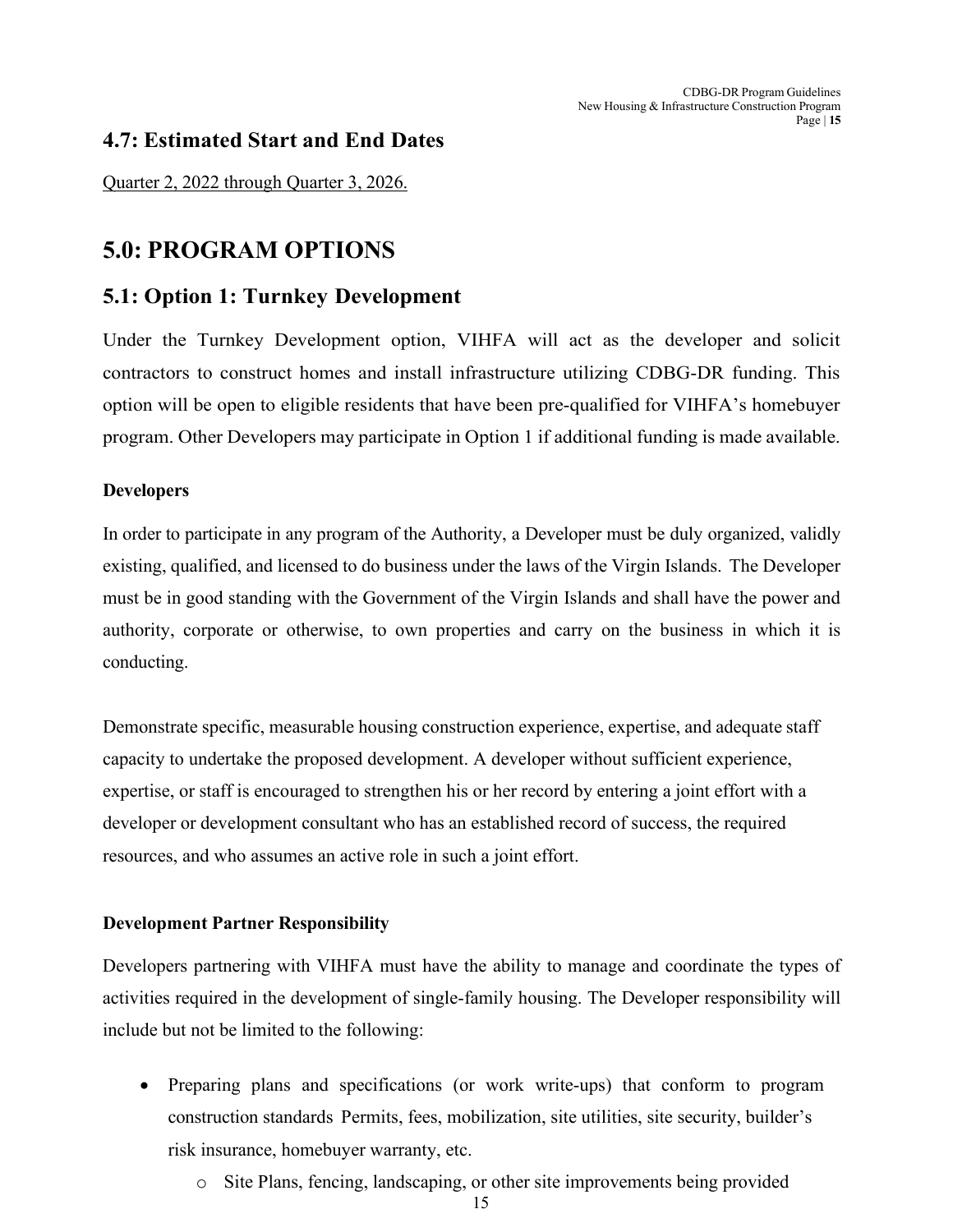## 4.7: Estimated Start and End Dates

Quarter 2, 2022 through Quarter 3, 2026.

# 5.0: PROGRAM OPTIONS

## 5.1: Option 1: Turnkey Development

Under the Turnkey Development option, VIHFA will act as the developer and solicit contractors to construct homes and install infrastructure utilizing CDBG-DR funding. This option will be open to eligible residents that have been pre-qualified for VIHFA's homebuyer program. Other Developers may participate in Option 1 if additional funding is made available.

**Developers**

In order to participate in any program of the Authority, a Developer must be duly organized, validly existing, qualified, and licensed to do business under the laws of the Virgin Islands. The Developer must be in good standing with the Government of the Virgin Islands and shall have the power and authority, corporate or otherwise, to own properties and carry on the business in which it is conducting.

Demonstrate specific, measurable housing construction experience, expertise, and adequate staff capacity to undertake the proposed development. A developer without sufficient experience, expertise, or staff is encouraged to strengthen his or her record by entering a joint effort with a developer or development consultant who has an established record of success, the required resources, and who assumes an active role in such a joint effort.

**Development Partner Responsibility**

Developers partnering with VIHFA must have the ability to manage and coordinate the types of activities required in the development of single-family housing. The Developer responsibility will include but not be limited to the following:

- Preparing plans and specifications (or work write-ups) that conform to program construction standards Permits, fees, mobilization, site utilities, site security, builder's risk insurance, homebuyer warranty, etc.
  - Site Plans, fencing, landscaping, or other site improvements being provided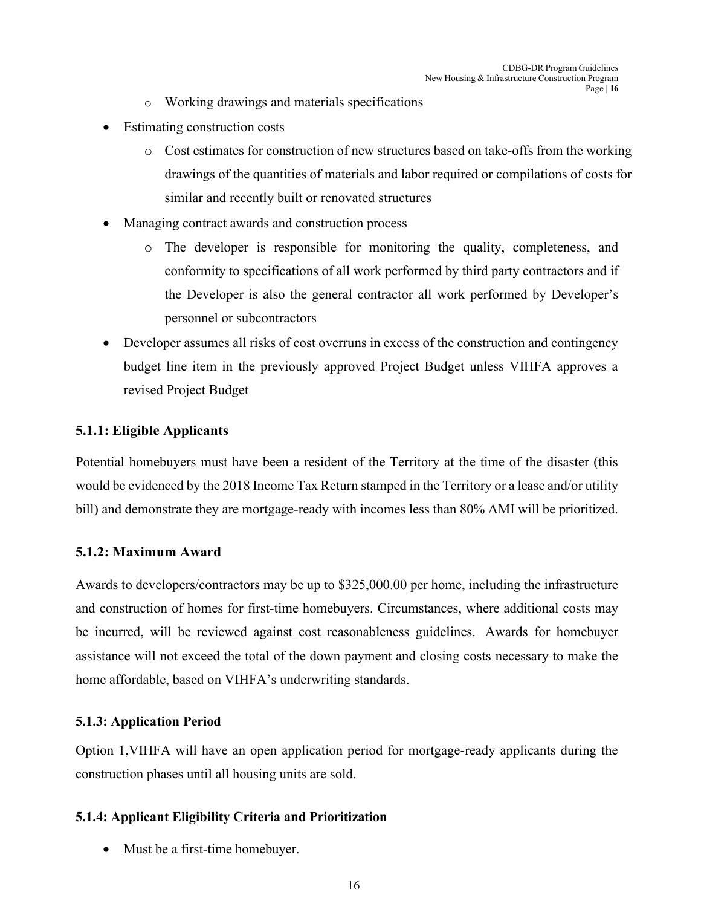- Working drawings and materials specifications
- Estimating construction costs
  - Cost estimates for construction of new structures based on take-offs from the working drawings of the quantities of materials and labor required or compilations of costs for similar and recently built or renovated structures
- Managing contract awards and construction process
  - The developer is responsible for monitoring the quality, completeness, and conformity to specifications of all work performed by third party contractors and if the Developer is also the general contractor all work performed by Developer's personnel or subcontractors
- Developer assumes all risks of cost overruns in excess of the construction and contingency budget line item in the previously approved Project Budget unless VIHFA approves a revised Project Budget

### 5.1.1: Eligible Applicants

Potential homebuyers must have been a resident of the Territory at the time of the disaster (this would be evidenced by the 2018 Income Tax Return stamped in the Territory or a lease and/or utility bill) and demonstrate they are mortgage-ready with incomes less than 80% AMI will be prioritized.

### 5.1.2: Maximum Award

Awards to developers/contractors may be up to $325,000.00 per home, including the infrastructure and construction of homes for first-time homebuyers. Circumstances, where additional costs may be incurred, will be reviewed against cost reasonableness guidelines. Awards for homebuyer assistance will not exceed the total of the down payment and closing costs necessary to make the home affordable, based on VIHFA's underwriting standards.

### 5.1.3: Application Period

Option 1,VIHFA will have an open application period for mortgage-ready applicants during the construction phases until all housing units are sold.

### 5.1.4: Applicant Eligibility Criteria and Prioritization

- Must be a first-time homebuyer.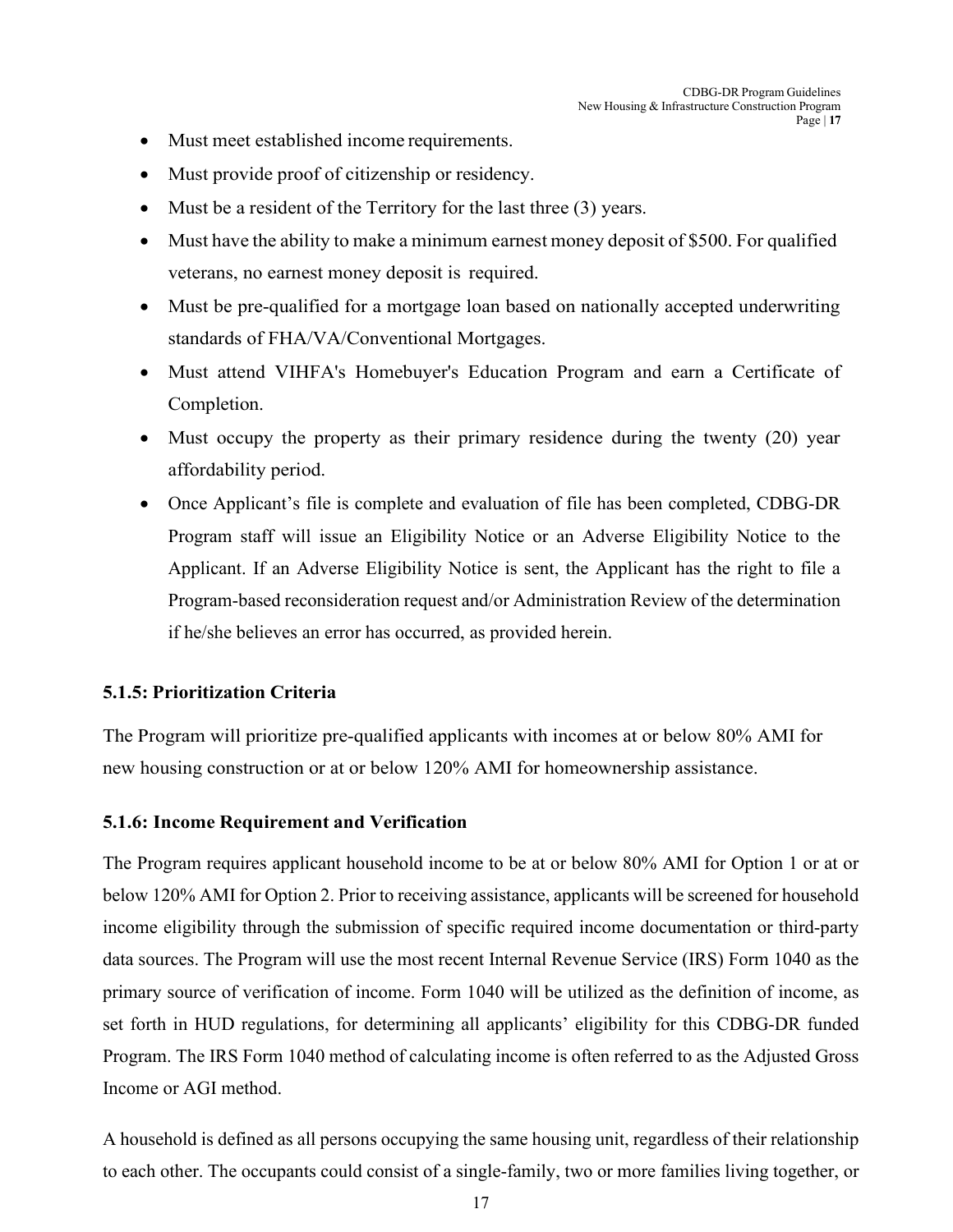- Must meet established income requirements.
- Must provide proof of citizenship or residency.
- Must be a resident of the Territory for the last three (3) years.
- Must have the ability to make a minimum earnest money deposit of $500. For qualified veterans, no earnest money deposit is required.
- Must be pre-qualified for a mortgage loan based on nationally accepted underwriting standards of FHA/VA/Conventional Mortgages.
- Must attend VIHFA's Homebuyer's Education Program and earn a Certificate of Completion.
- Must occupy the property as their primary residence during the twenty (20) year affordability period.
- Once Applicant's file is complete and evaluation of file has been completed, CDBG-DR Program staff will issue an Eligibility Notice or an Adverse Eligibility Notice to the Applicant. If an Adverse Eligibility Notice is sent, the Applicant has the right to file a Program-based reconsideration request and/or Administration Review of the determination if he/she believes an error has occurred, as provided herein.

### 5.1.5: Prioritization Criteria

The Program will prioritize pre-qualified applicants with incomes at or below 80% AMI for new housing construction or at or below 120% AMI for homeownership assistance.

### 5.1.6: Income Requirement and Verification

The Program requires applicant household income to be at or below 80% AMI for Option 1 or at or below 120% AMI for Option 2. Prior to receiving assistance, applicants will be screened for household income eligibility through the submission of specific required income documentation or third-party data sources. The Program will use the most recent Internal Revenue Service (IRS) Form 1040 as the primary source of verification of income. Form 1040 will be utilized as the definition of income, as set forth in HUD regulations, for determining all applicants' eligibility for this CDBG-DR funded Program. The IRS Form 1040 method of calculating income is often referred to as the Adjusted Gross Income or AGI method.

A household is defined as all persons occupying the same housing unit, regardless of their relationship to each other. The occupants could consist of a single-family, two or more families living together, or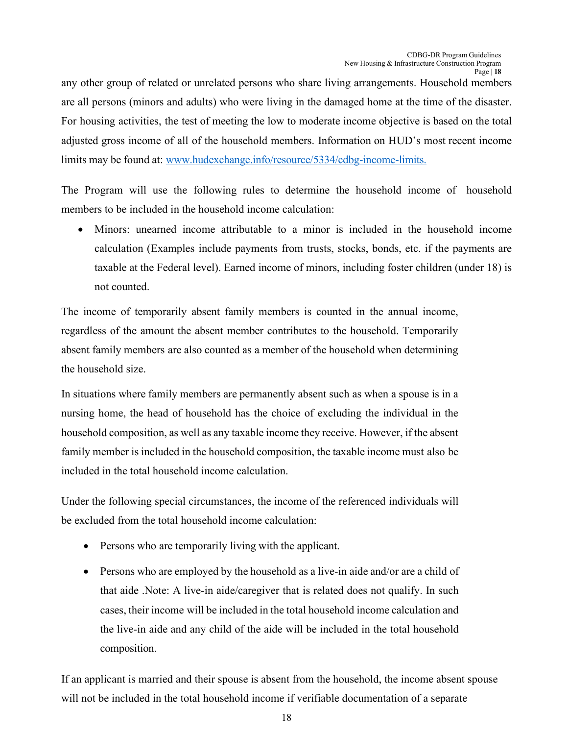any other group of related or unrelated persons who share living arrangements. Household members are all persons (minors and adults) who were living in the damaged home at the time of the disaster. For housing activities, the test of meeting the low to moderate income objective is based on the total adjusted gross income of all of the household members. Information on HUD's most recent income limits may be found at: [www.hudexchange.info/resource/5334/cdbg-income-limits.](http://www.hudexchange.info/resource/5334/cdbg-income-limits)

The Program will use the following rules to determine the household income of household members to be included in the household income calculation:

- Minors: unearned income attributable to a minor is included in the household income calculation (Examples include payments from trusts, stocks, bonds, etc. if the payments are taxable at the Federal level). Earned income of minors, including foster children (under 18) is not counted.

The income of temporarily absent family members is counted in the annual income, regardless of the amount the absent member contributes to the household. Temporarily absent family members are also counted as a member of the household when determining the household size.

In situations where family members are permanently absent such as when a spouse is in a nursing home, the head of household has the choice of excluding the individual in the household composition, as well as any taxable income they receive. However, if the absent family member is included in the household composition, the taxable income must also be included in the total household income calculation.

Under the following special circumstances, the income of the referenced individuals will be excluded from the total household income calculation:

- Persons who are temporarily living with the applicant.
- Persons who are employed by the household as a live-in aide and/or are a child of that aide .Note: A live-in aide/caregiver that is related does not qualify. In such cases, their income will be included in the total household income calculation and the live-in aide and any child of the aide will be included in the total household composition.

If an applicant is married and their spouse is absent from the household, the income absent spouse will not be included in the total household income if verifiable documentation of a separate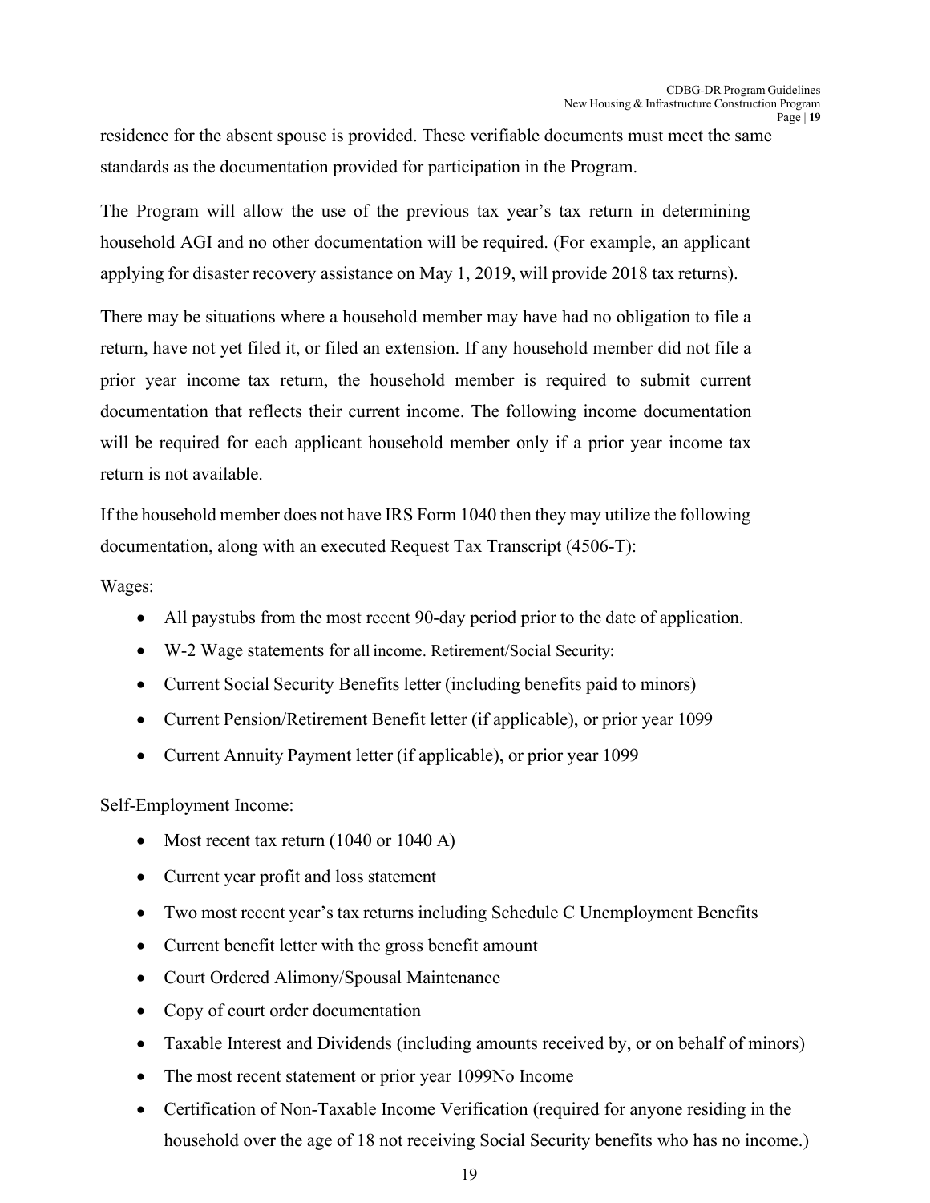residence for the absent spouse is provided. These verifiable documents must meet the same standards as the documentation provided for participation in the Program.

The Program will allow the use of the previous tax year's tax return in determining household AGI and no other documentation will be required. (For example, an applicant applying for disaster recovery assistance on May 1, 2019, will provide 2018 tax returns).

There may be situations where a household member may have had no obligation to file a return, have not yet filed it, or filed an extension. If any household member did not file a prior year income tax return, the household member is required to submit current documentation that reflects their current income. The following income documentation will be required for each applicant household member only if a prior year income tax return is not available.

If the household member does not have IRS Form 1040 then they may utilize the following documentation, along with an executed Request Tax Transcript (4506-T):

Wages:

- All paystubs from the most recent 90-day period prior to the date of application.
- W-2 Wage statements for all income. Retirement/Social Security:
- Current Social Security Benefits letter (including benefits paid to minors)
- Current Pension/Retirement Benefit letter (if applicable), or prior year 1099
- Current Annuity Payment letter (if applicable), or prior year 1099

Self-Employment Income:

- Most recent tax return (1040 or 1040 A)
- Current year profit and loss statement
- Two most recent year's tax returns including Schedule C Unemployment Benefits
- Current benefit letter with the gross benefit amount
- Court Ordered Alimony/Spousal Maintenance
- Copy of court order documentation
- Taxable Interest and Dividends (including amounts received by, or on behalf of minors)
- The most recent statement or prior year 1099No Income
- Certification of Non-Taxable Income Verification (required for anyone residing in the household over the age of 18 not receiving Social Security benefits who has no income.)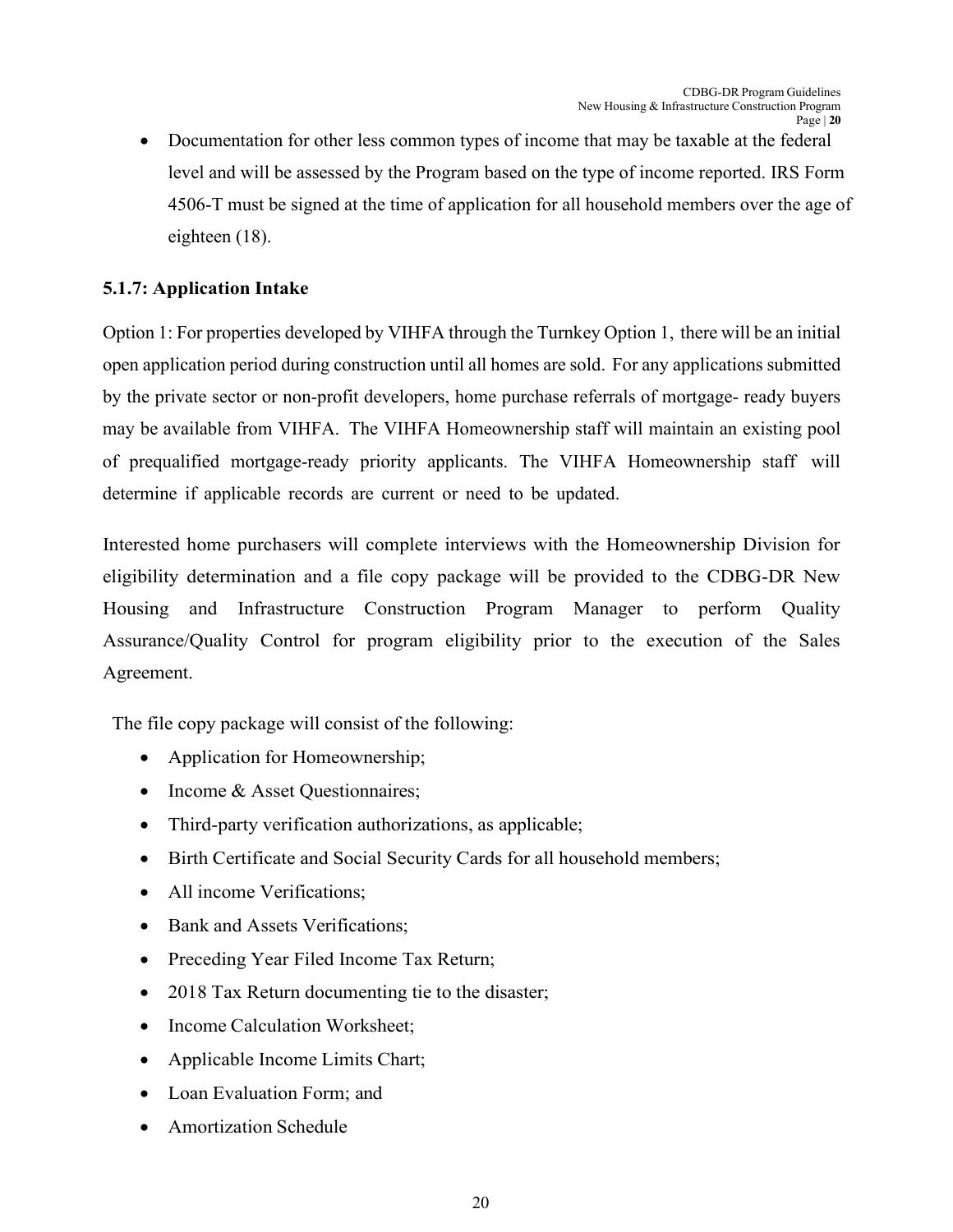- Documentation for other less common types of income that may be taxable at the federal level and will be assessed by the Program based on the type of income reported. IRS Form 4506-T must be signed at the time of application for all household members over the age of eighteen (18).

### 5.1.7: Application Intake

Option 1: For properties developed by VIHFA through the Turnkey Option 1, there will be an initial open application period during construction until all homes are sold. For any applications submitted by the private sector or non-profit developers, home purchase referrals of mortgage- ready buyers may be available from VIHFA. The VIHFA Homeownership staff will maintain an existing pool of prequalified mortgage-ready priority applicants. The VIHFA Homeownership staff will determine if applicable records are current or need to be updated.

Interested home purchasers will complete interviews with the Homeownership Division for eligibility determination and a file copy package will be provided to the CDBG-DR New Housing and Infrastructure Construction Program Manager to perform Quality Assurance/Quality Control for program eligibility prior to the execution of the Sales Agreement.

The file copy package will consist of the following:

- Application for Homeownership;
- Income & Asset Questionnaires;
- Third-party verification authorizations, as applicable;
- Birth Certificate and Social Security Cards for all household members;
- All income Verifications;
- Bank and Assets Verifications;
- Preceding Year Filed Income Tax Return;
- 2018 Tax Return documenting tie to the disaster;
- Income Calculation Worksheet;
- Applicable Income Limits Chart;
- Loan Evaluation Form; and
- Amortization Schedule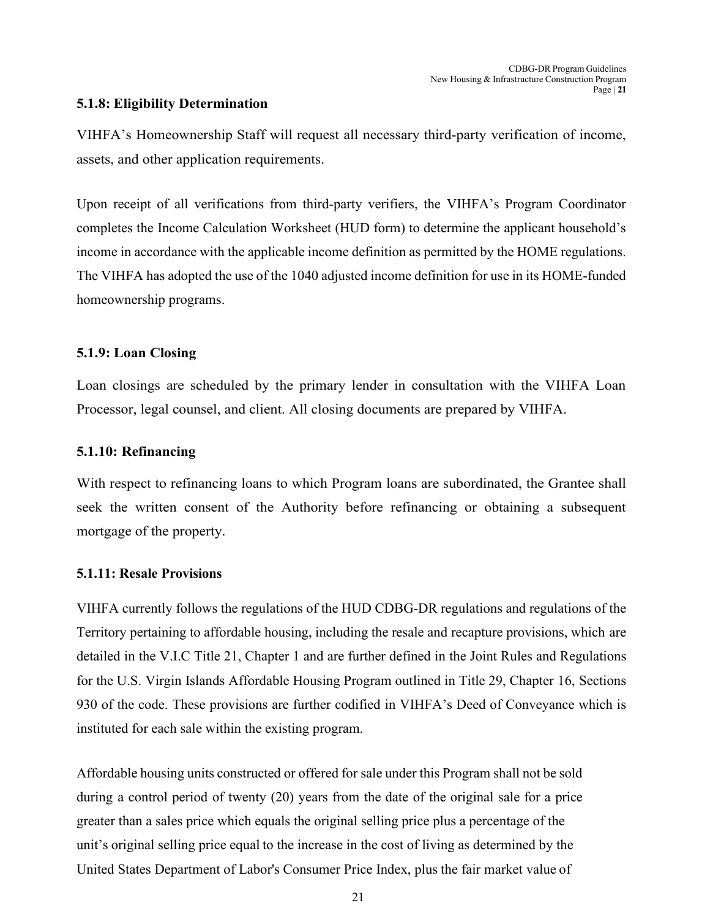### 5.1.8: Eligibility Determination

VIHFA's Homeownership Staff will request all necessary third-party verification of income, assets, and other application requirements.

Upon receipt of all verifications from third-party verifiers, the VIHFA's Program Coordinator completes the Income Calculation Worksheet (HUD form) to determine the applicant household's income in accordance with the applicable income definition as permitted by the HOME regulations. The VIHFA has adopted the use of the 1040 adjusted income definition for use in its HOME-funded homeownership programs.

### 5.1.9: Loan Closing

Loan closings are scheduled by the primary lender in consultation with the VIHFA Loan Processor, legal counsel, and client. All closing documents are prepared by VIHFA.

### 5.1.10: Refinancing

With respect to refinancing loans to which Program loans are subordinated, the Grantee shall seek the written consent of the Authority before refinancing or obtaining a subsequent mortgage of the property.

### 5.1.11: Resale Provisions

VIHFA currently follows the regulations of the HUD CDBG-DR regulations and regulations of the Territory pertaining to affordable housing, including the resale and recapture provisions, which are detailed in the V.I.C Title 21, Chapter 1 and are further defined in the Joint Rules and Regulations for the U.S. Virgin Islands Affordable Housing Program outlined in Title 29, Chapter 16, Sections 930 of the code. These provisions are further codified in VIHFA's Deed of Conveyance which is instituted for each sale within the existing program.

Affordable housing units constructed or offered for sale under this Program shall not be sold during a control period of twenty (20) years from the date of the original sale for a price greater than a sales price which equals the original selling price plus a percentage of the unit's original selling price equal to the increase in the cost of living as determined by the United States Department of Labor's Consumer Price Index, plus the fair market value of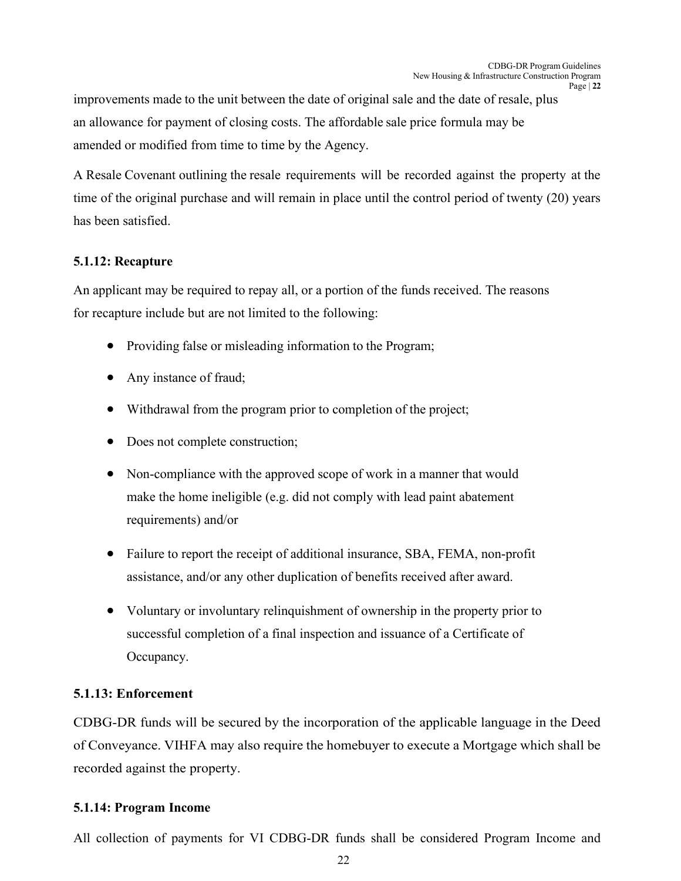improvements made to the unit between the date of original sale and the date of resale, plus an allowance for payment of closing costs. The affordable sale price formula may be amended or modified from time to time by the Agency.

A Resale Covenant outlining the resale requirements will be recorded against the property at the time of the original purchase and will remain in place until the control period of twenty (20) years has been satisfied.

### 5.1.12: Recapture

An applicant may be required to repay all, or a portion of the funds received. The reasons for recapture include but are not limited to the following:

- Providing false or misleading information to the Program;
- Any instance of fraud;
- Withdrawal from the program prior to completion of the project;
- Does not complete construction;
- Non-compliance with the approved scope of work in a manner that would make the home ineligible (e.g. did not comply with lead paint abatement requirements) and/or
- Failure to report the receipt of additional insurance, SBA, FEMA, non-profit assistance, and/or any other duplication of benefits received after award.
- Voluntary or involuntary relinquishment of ownership in the property prior to successful completion of a final inspection and issuance of a Certificate of Occupancy.

### 5.1.13: Enforcement

CDBG-DR funds will be secured by the incorporation of the applicable language in the Deed of Conveyance. VIHFA may also require the homebuyer to execute a Mortgage which shall be recorded against the property.

### 5.1.14: Program Income

All collection of payments for VI CDBG-DR funds shall be considered Program Income and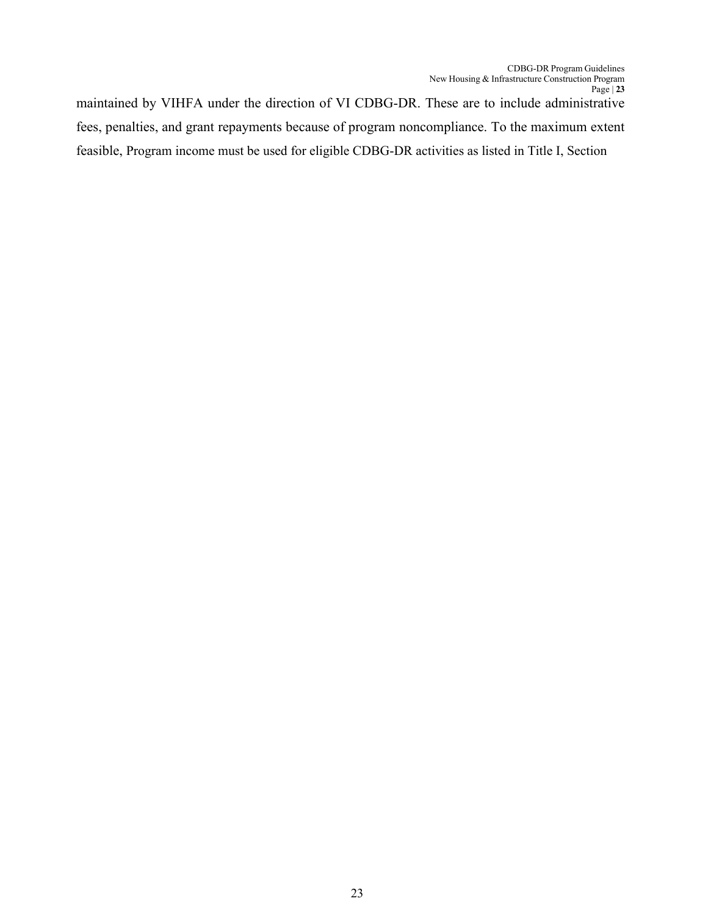maintained by VIHFA under the direction of VI CDBG-DR. These are to include administrative fees, penalties, and grant repayments because of program noncompliance. To the maximum extent feasible, Program income must be used for eligible CDBG-DR activities as listed in Title I, Section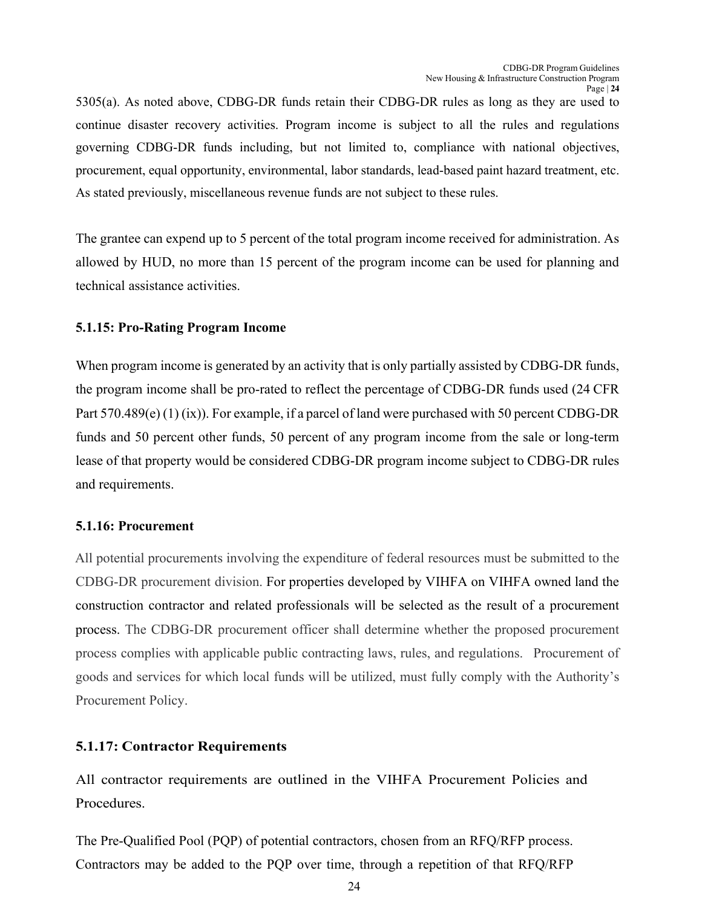5305(a). As noted above, CDBG-DR funds retain their CDBG-DR rules as long as they are used to continue disaster recovery activities. Program income is subject to all the rules and regulations governing CDBG-DR funds including, but not limited to, compliance with national objectives, procurement, equal opportunity, environmental, labor standards, lead-based paint hazard treatment, etc. As stated previously, miscellaneous revenue funds are not subject to these rules.

The grantee can expend up to 5 percent of the total program income received for administration. As allowed by HUD, no more than 15 percent of the program income can be used for planning and technical assistance activities.

### 5.1.15: Pro-Rating Program Income

When program income is generated by an activity that is only partially assisted by CDBG-DR funds, the program income shall be pro-rated to reflect the percentage of CDBG-DR funds used (24 CFR Part 570.489(e) (1) (ix)). For example, if a parcel of land were purchased with 50 percent CDBG-DR funds and 50 percent other funds, 50 percent of any program income from the sale or long-term lease of that property would be considered CDBG-DR program income subject to CDBG-DR rules and requirements.

### 5.1.16: Procurement

All potential procurements involving the expenditure of federal resources must be submitted to the CDBG-DR procurement division. For properties developed by VIHFA on VIHFA owned land the construction contractor and related professionals will be selected as the result of a procurement process. The CDBG-DR procurement officer shall determine whether the proposed procurement process complies with applicable public contracting laws, rules, and regulations. Procurement of goods and services for which local funds will be utilized, must fully comply with the Authority's Procurement Policy.

### 5.1.17: Contractor Requirements

All contractor requirements are outlined in the VIHFA Procurement Policies and Procedures.

The Pre-Qualified Pool (PQP) of potential contractors, chosen from an RFQ/RFP process. Contractors may be added to the PQP over time, through a repetition of that RFQ/RFP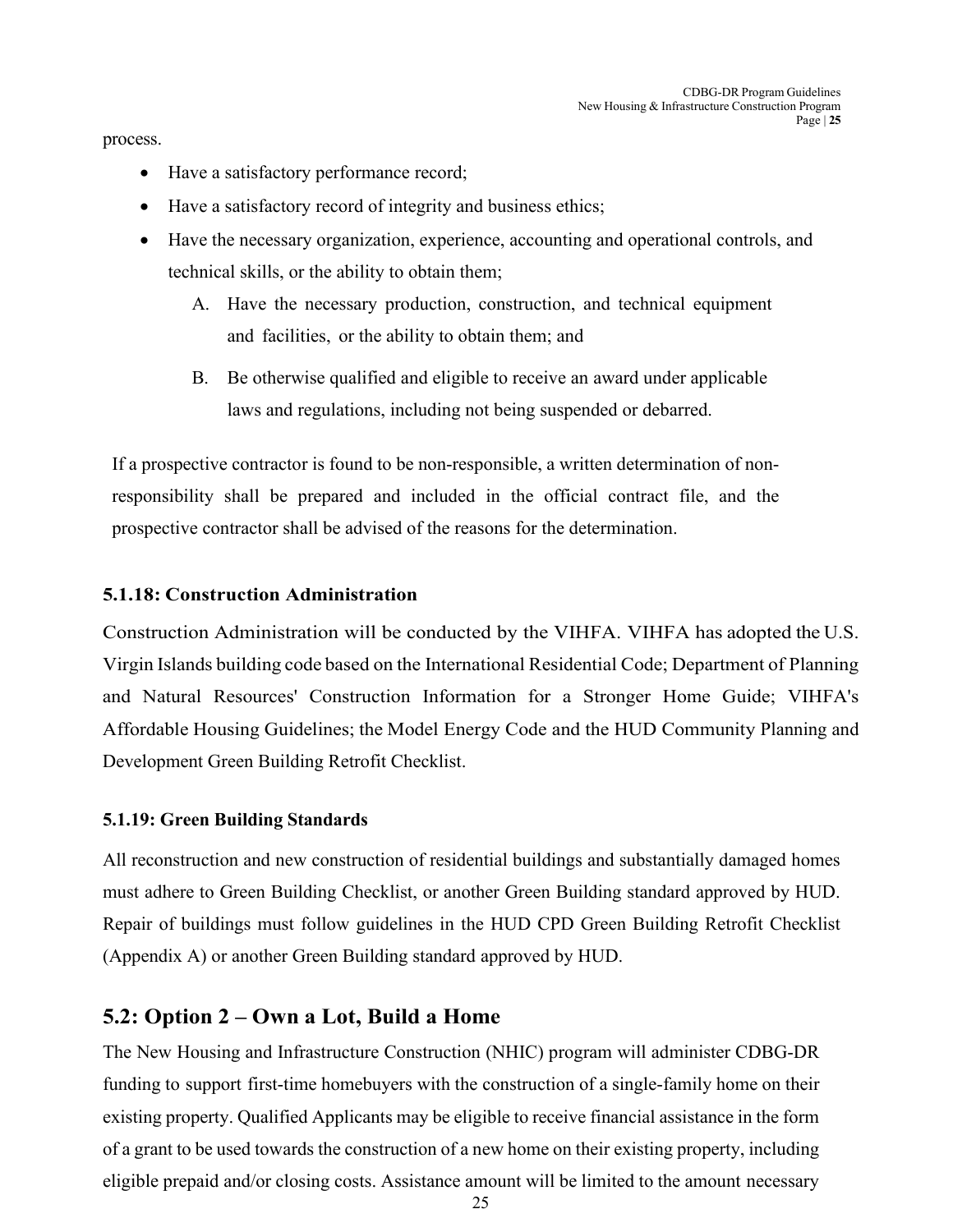process.

- Have a satisfactory performance record;
- Have a satisfactory record of integrity and business ethics;
- Have the necessary organization, experience, accounting and operational controls, and technical skills, or the ability to obtain them;
    A. Have the necessary production, construction, and technical equipment and facilities, or the ability to obtain them; and
    B. Be otherwise qualified and eligible to receive an award under applicable laws and regulations, including not being suspended or debarred.

If a prospective contractor is found to be non-responsible, a written determination of non-responsibility shall be prepared and included in the official contract file, and the prospective contractor shall be advised of the reasons for the determination.

### 5.1.18: Construction Administration

Construction Administration will be conducted by the VIHFA. VIHFA has adopted the U.S. Virgin Islands building code based on the International Residential Code; Department of Planning and Natural Resources' Construction Information for a Stronger Home Guide; VIHFA's Affordable Housing Guidelines; the Model Energy Code and the HUD Community Planning and Development Green Building Retrofit Checklist.

### 5.1.19: Green Building Standards

All reconstruction and new construction of residential buildings and substantially damaged homes must adhere to Green Building Checklist, or another Green Building standard approved by HUD. Repair of buildings must follow guidelines in the HUD CPD Green Building Retrofit Checklist (Appendix A) or another Green Building standard approved by HUD.

## 5.2: Option 2 – Own a Lot, Build a Home

The New Housing and Infrastructure Construction (NHIC) program will administer CDBG-DR funding to support first-time homebuyers with the construction of a single-family home on their existing property. Qualified Applicants may be eligible to receive financial assistance in the form of a grant to be used towards the construction of a new home on their existing property, including eligible prepaid and/or closing costs. Assistance amount will be limited to the amount necessary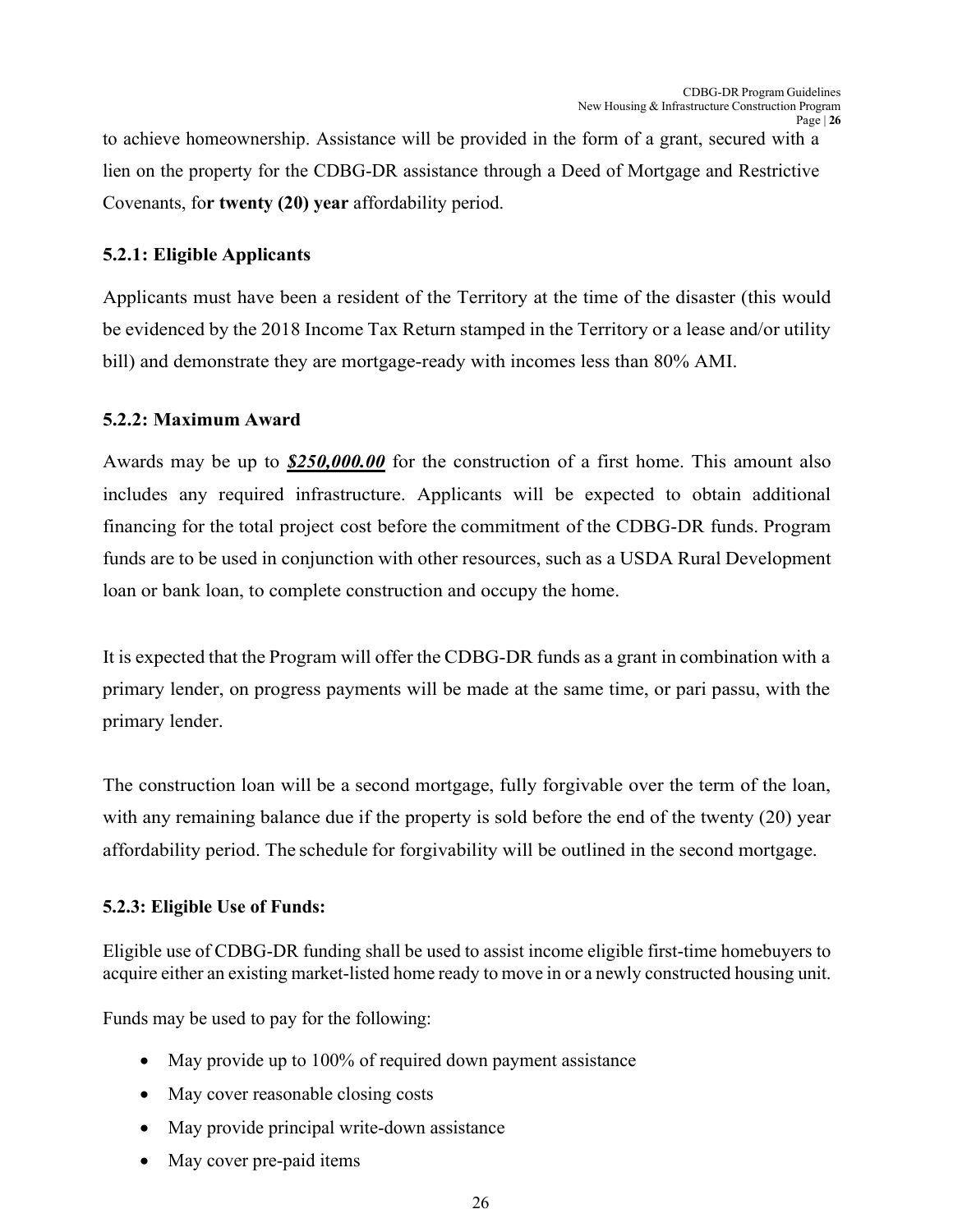to achieve homeownership. Assistance will be provided in the form of a grant, secured with a lien on the property for the CDBG-DR assistance through a Deed of Mortgage and Restrictive Covenants, fo**r twenty (20) year** affordability period.

### 5.2.1: Eligible Applicants

Applicants must have been a resident of the Territory at the time of the disaster (this would be evidenced by the 2018 Income Tax Return stamped in the Territory or a lease and/or utility bill) and demonstrate they are mortgage-ready with incomes less than 80% AMI.

### 5.2.2: Maximum Award

Awards may be up to ***<u>$250,000.00</u>*** for the construction of a first home. This amount also includes any required infrastructure. Applicants will be expected to obtain additional financing for the total project cost before the commitment of the CDBG-DR funds. Program funds are to be used in conjunction with other resources, such as a USDA Rural Development loan or bank loan, to complete construction and occupy the home.

It is expected that the Program will offer the CDBG-DR funds as a grant in combination with a primary lender, on progress payments will be made at the same time, or pari passu, with the primary lender.

The construction loan will be a second mortgage, fully forgivable over the term of the loan, with any remaining balance due if the property is sold before the end of the twenty (20) year affordability period. The schedule for forgivability will be outlined in the second mortgage.

### 5.2.3: Eligible Use of Funds:

Eligible use of CDBG-DR funding shall be used to assist income eligible first-time homebuyers to acquire either an existing market-listed home ready to move in or a newly constructed housing unit.

Funds may be used to pay for the following:

- May provide up to 100% of required down payment assistance
- May cover reasonable closing costs
- May provide principal write-down assistance
- May cover pre-paid items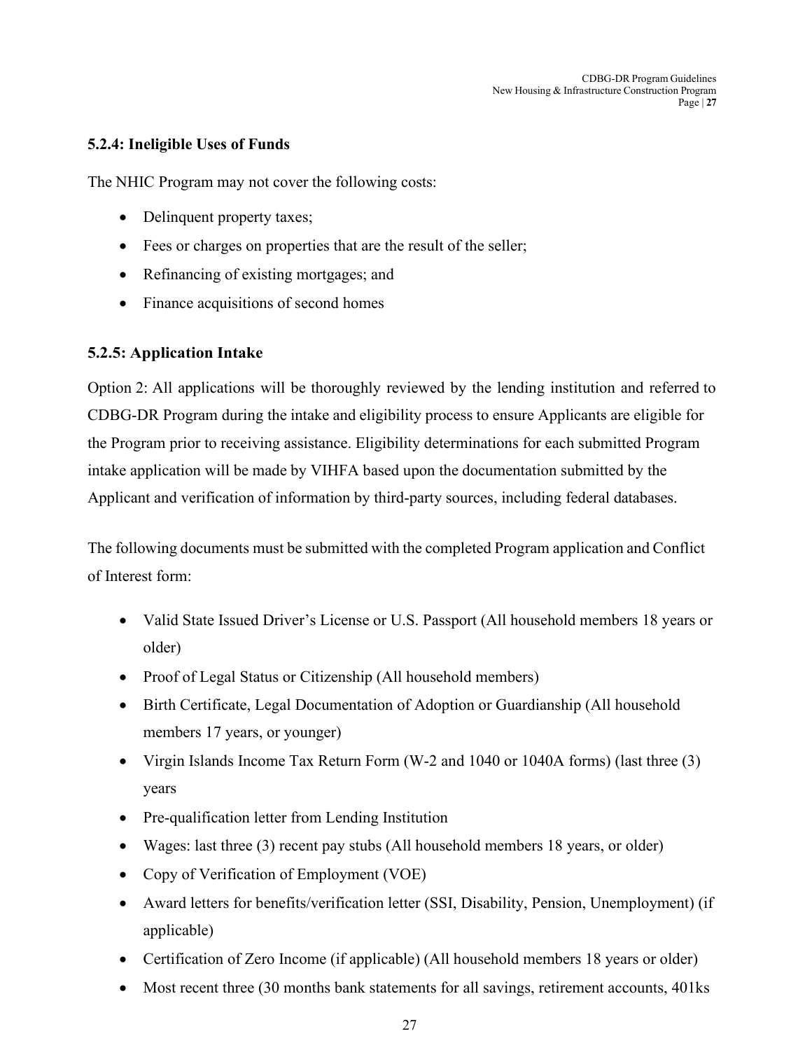### 5.2.4: Ineligible Uses of Funds

The NHIC Program may not cover the following costs:

- Delinquent property taxes;
- Fees or charges on properties that are the result of the seller;
- Refinancing of existing mortgages; and
- Finance acquisitions of second homes

### 5.2.5: Application Intake

Option 2: All applications will be thoroughly reviewed by the lending institution and referred to CDBG-DR Program during the intake and eligibility process to ensure Applicants are eligible for the Program prior to receiving assistance. Eligibility determinations for each submitted Program intake application will be made by VIHFA based upon the documentation submitted by the Applicant and verification of information by third-party sources, including federal databases.

The following documents must be submitted with the completed Program application and Conflict of Interest form:

- Valid State Issued Driver's License or U.S. Passport (All household members 18 years or older)
- Proof of Legal Status or Citizenship (All household members)
- Birth Certificate, Legal Documentation of Adoption or Guardianship (All household members 17 years, or younger)
- Virgin Islands Income Tax Return Form (W-2 and 1040 or 1040A forms) (last three (3) years
- Pre-qualification letter from Lending Institution
- Wages: last three (3) recent pay stubs (All household members 18 years, or older)
- Copy of Verification of Employment (VOE)
- Award letters for benefits/verification letter (SSI, Disability, Pension, Unemployment) (if applicable)
- Certification of Zero Income (if applicable) (All household members 18 years or older)
- Most recent three (30 months bank statements for all savings, retirement accounts, 401ks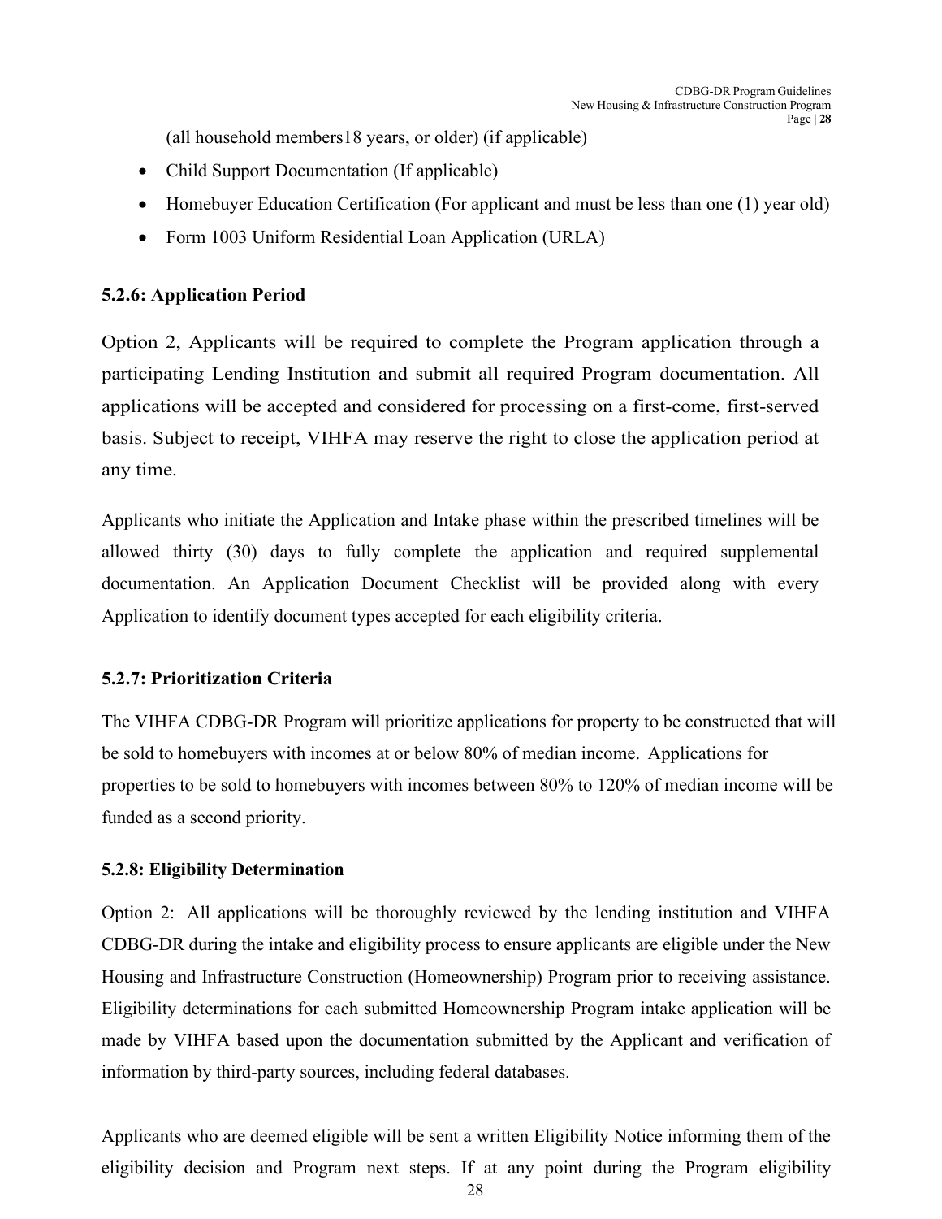(all household members18 years, or older) (if applicable)

- Child Support Documentation (If applicable)
- Homebuyer Education Certification (For applicant and must be less than one (1) year old)
- Form 1003 Uniform Residential Loan Application (URLA)

### 5.2.6: Application Period

Option 2, Applicants will be required to complete the Program application through a participating Lending Institution and submit all required Program documentation. All applications will be accepted and considered for processing on a first-come, first-served basis. Subject to receipt, VIHFA may reserve the right to close the application period at any time.

Applicants who initiate the Application and Intake phase within the prescribed timelines will be allowed thirty (30) days to fully complete the application and required supplemental documentation. An Application Document Checklist will be provided along with every Application to identify document types accepted for each eligibility criteria.

### 5.2.7: Prioritization Criteria

The VIHFA CDBG-DR Program will prioritize applications for property to be constructed that will be sold to homebuyers with incomes at or below 80% of median income. Applications for properties to be sold to homebuyers with incomes between 80% to 120% of median income will be funded as a second priority.

### 5.2.8: Eligibility Determination

Option 2: All applications will be thoroughly reviewed by the lending institution and VIHFA CDBG-DR during the intake and eligibility process to ensure applicants are eligible under the New Housing and Infrastructure Construction (Homeownership) Program prior to receiving assistance. Eligibility determinations for each submitted Homeownership Program intake application will be made by VIHFA based upon the documentation submitted by the Applicant and verification of information by third-party sources, including federal databases.

Applicants who are deemed eligible will be sent a written Eligibility Notice informing them of the eligibility decision and Program next steps. If at any point during the Program eligibility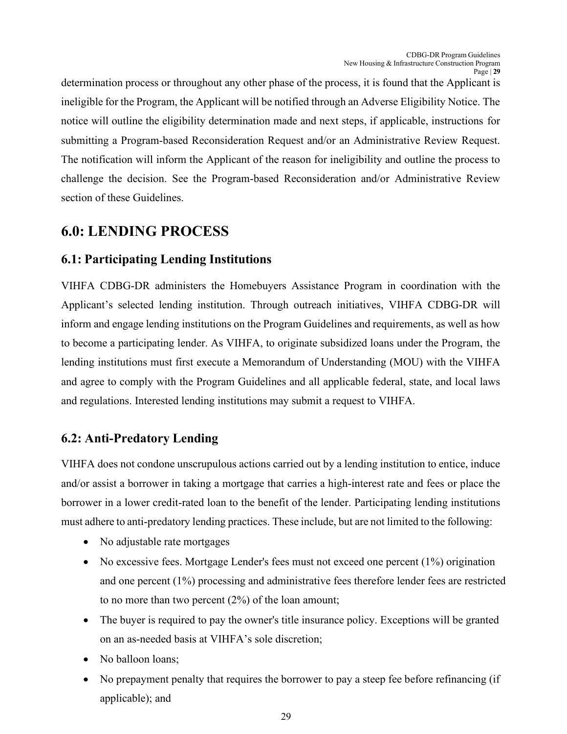determination process or throughout any other phase of the process, it is found that the Applicant is ineligible for the Program, the Applicant will be notified through an Adverse Eligibility Notice. The notice will outline the eligibility determination made and next steps, if applicable, instructions for submitting a Program-based Reconsideration Request and/or an Administrative Review Request. The notification will inform the Applicant of the reason for ineligibility and outline the process to challenge the decision. See the Program-based Reconsideration and/or Administrative Review section of these Guidelines.

# 6.0: LENDING PROCESS

## 6.1: Participating Lending Institutions

VIHFA CDBG-DR administers the Homebuyers Assistance Program in coordination with the Applicant's selected lending institution. Through outreach initiatives, VIHFA CDBG-DR will inform and engage lending institutions on the Program Guidelines and requirements, as well as how to become a participating lender. As VIHFA, to originate subsidized loans under the Program, the lending institutions must first execute a Memorandum of Understanding (MOU) with the VIHFA and agree to comply with the Program Guidelines and all applicable federal, state, and local laws and regulations. Interested lending institutions may submit a request to VIHFA.

## 6.2: Anti-Predatory Lending

VIHFA does not condone unscrupulous actions carried out by a lending institution to entice, induce and/or assist a borrower in taking a mortgage that carries a high-interest rate and fees or place the borrower in a lower credit-rated loan to the benefit of the lender. Participating lending institutions must adhere to anti-predatory lending practices. These include, but are not limited to the following:

- No adjustable rate mortgages
- No excessive fees. Mortgage Lender's fees must not exceed one percent (1%) origination and one percent (1%) processing and administrative fees therefore lender fees are restricted to no more than two percent (2%) of the loan amount;
- The buyer is required to pay the owner's title insurance policy. Exceptions will be granted on an as-needed basis at VIHFA's sole discretion;
- No balloon loans;
- No prepayment penalty that requires the borrower to pay a steep fee before refinancing (if applicable); and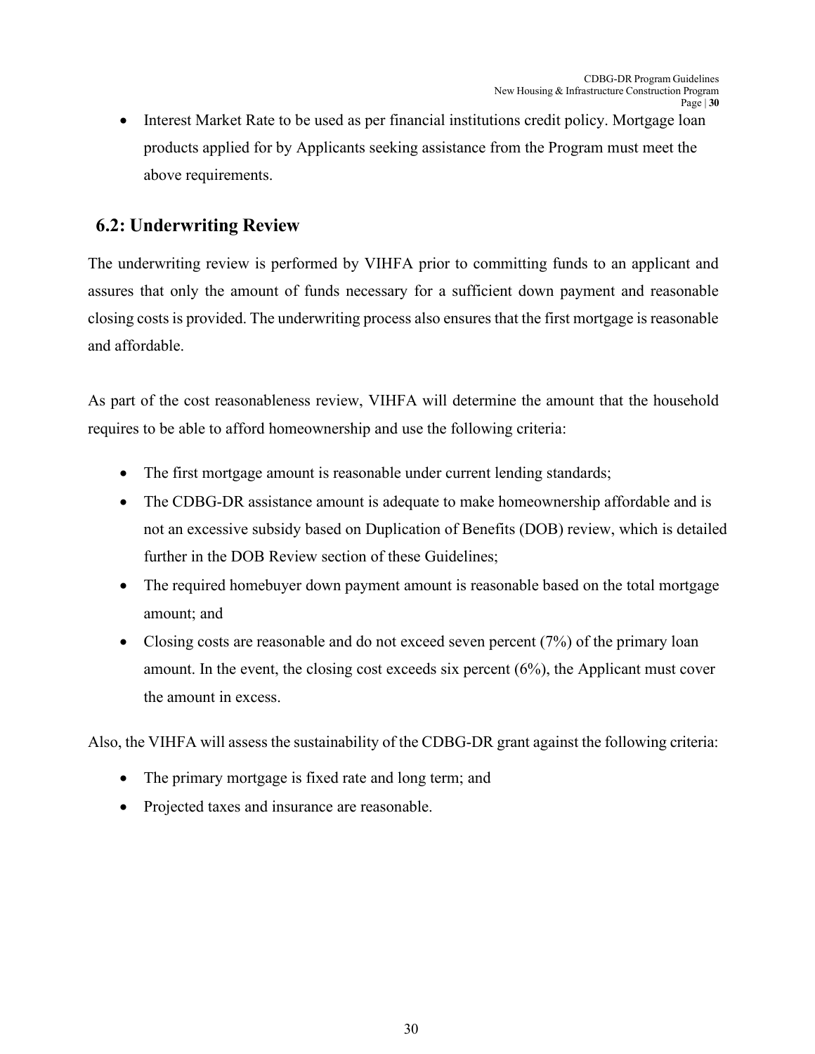- Interest Market Rate to be used as per financial institutions credit policy. Mortgage loan products applied for by Applicants seeking assistance from the Program must meet the above requirements.

## 6.2: Underwriting Review

The underwriting review is performed by VIHFA prior to committing funds to an applicant and assures that only the amount of funds necessary for a sufficient down payment and reasonable closing costs is provided. The underwriting process also ensures that the first mortgage is reasonable and affordable.

As part of the cost reasonableness review, VIHFA will determine the amount that the household requires to be able to afford homeownership and use the following criteria:

- The first mortgage amount is reasonable under current lending standards;
- The CDBG-DR assistance amount is adequate to make homeownership affordable and is not an excessive subsidy based on Duplication of Benefits (DOB) review, which is detailed further in the DOB Review section of these Guidelines;
- The required homebuyer down payment amount is reasonable based on the total mortgage amount; and
- Closing costs are reasonable and do not exceed seven percent (7%) of the primary loan amount. In the event, the closing cost exceeds six percent (6%), the Applicant must cover the amount in excess.

Also, the VIHFA will assess the sustainability of the CDBG-DR grant against the following criteria:

- The primary mortgage is fixed rate and long term; and
- Projected taxes and insurance are reasonable.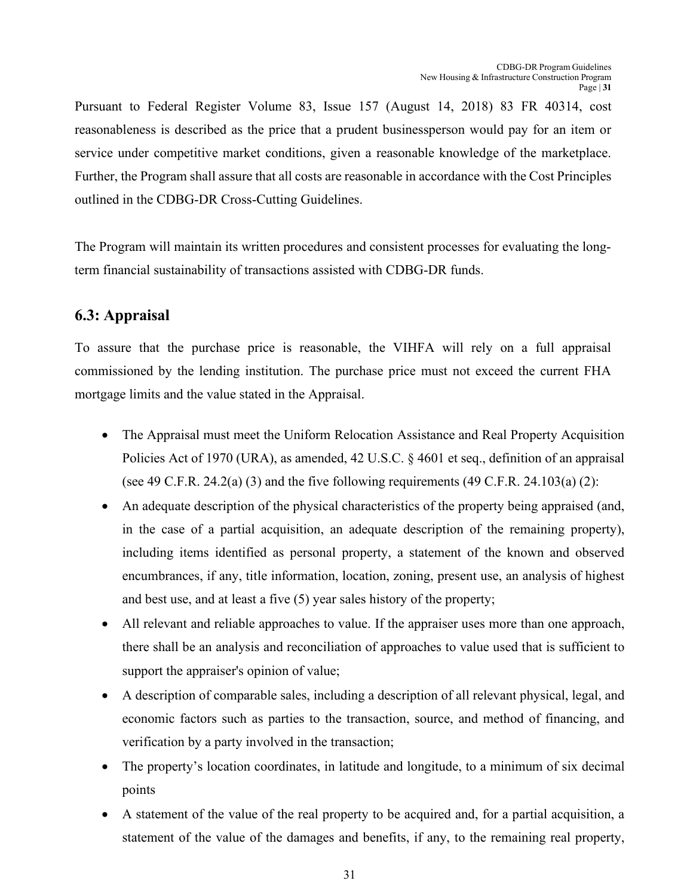Pursuant to Federal Register Volume 83, Issue 157 (August 14, 2018) 83 FR 40314, cost reasonableness is described as the price that a prudent businessperson would pay for an item or service under competitive market conditions, given a reasonable knowledge of the marketplace. Further, the Program shall assure that all costs are reasonable in accordance with the Cost Principles outlined in the CDBG-DR Cross-Cutting Guidelines.

The Program will maintain its written procedures and consistent processes for evaluating the long-term financial sustainability of transactions assisted with CDBG-DR funds.

## 6.3: Appraisal

To assure that the purchase price is reasonable, the VIHFA will rely on a full appraisal commissioned by the lending institution. The purchase price must not exceed the current FHA mortgage limits and the value stated in the Appraisal.

- The Appraisal must meet the Uniform Relocation Assistance and Real Property Acquisition Policies Act of 1970 (URA), as amended, 42 U.S.C. § 4601 et seq., definition of an appraisal (see 49 C.F.R. 24.2(a) (3) and the five following requirements (49 C.F.R. 24.103(a) (2):
- An adequate description of the physical characteristics of the property being appraised (and, in the case of a partial acquisition, an adequate description of the remaining property), including items identified as personal property, a statement of the known and observed encumbrances, if any, title information, location, zoning, present use, an analysis of highest and best use, and at least a five (5) year sales history of the property;
- All relevant and reliable approaches to value. If the appraiser uses more than one approach, there shall be an analysis and reconciliation of approaches to value used that is sufficient to support the appraiser's opinion of value;
- A description of comparable sales, including a description of all relevant physical, legal, and economic factors such as parties to the transaction, source, and method of financing, and verification by a party involved in the transaction;
- The property's location coordinates, in latitude and longitude, to a minimum of six decimal points
- A statement of the value of the real property to be acquired and, for a partial acquisition, a statement of the value of the damages and benefits, if any, to the remaining real property,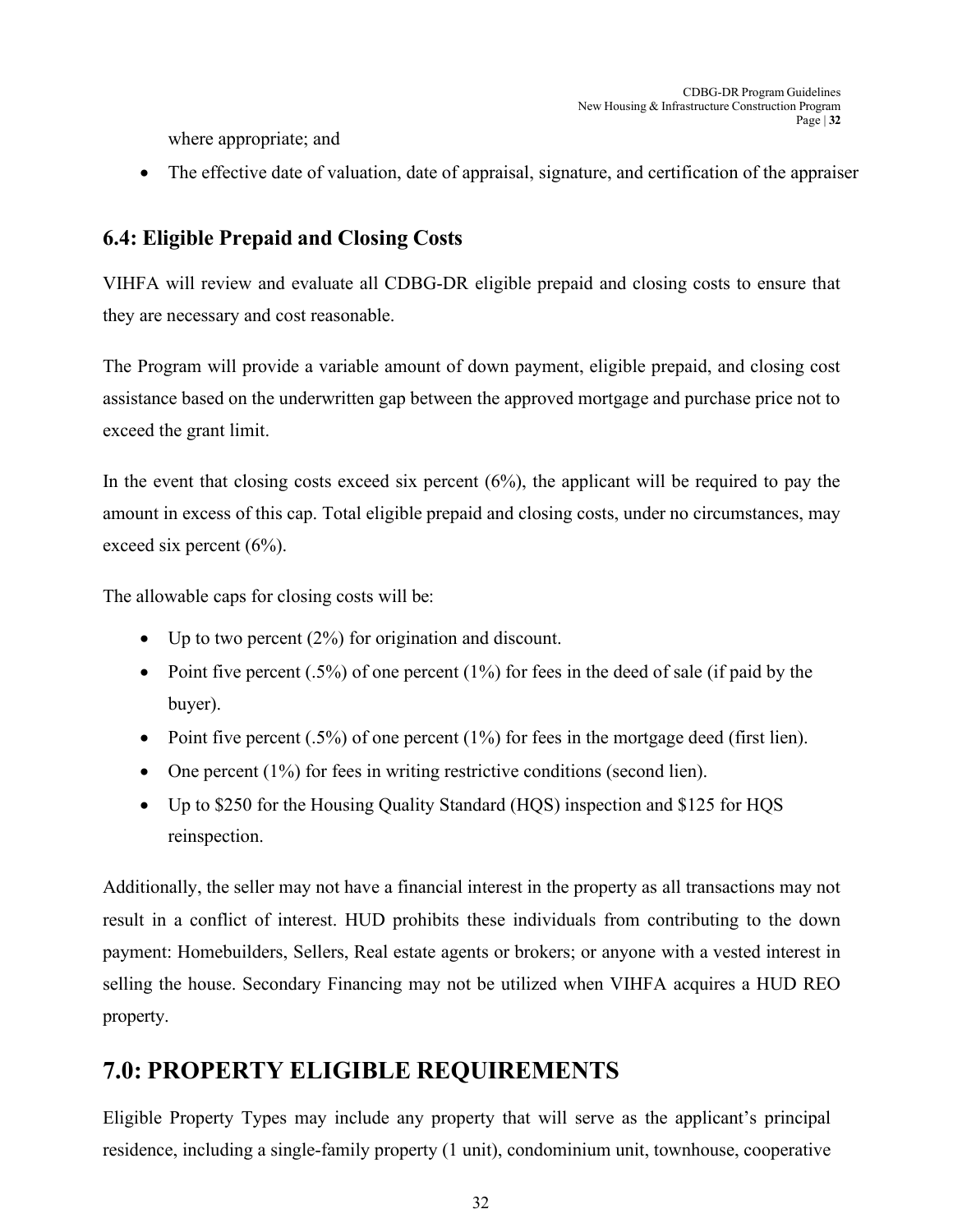where appropriate; and

- The effective date of valuation, date of appraisal, signature, and certification of the appraiser

### 6.4: Eligible Prepaid and Closing Costs

VIHFA will review and evaluate all CDBG-DR eligible prepaid and closing costs to ensure that they are necessary and cost reasonable.

The Program will provide a variable amount of down payment, eligible prepaid, and closing cost assistance based on the underwritten gap between the approved mortgage and purchase price not to exceed the grant limit.

In the event that closing costs exceed six percent (6%), the applicant will be required to pay the amount in excess of this cap. Total eligible prepaid and closing costs, under no circumstances, may exceed six percent (6%).

The allowable caps for closing costs will be:

- Up to two percent (2%) for origination and discount.
- Point five percent (.5%) of one percent (1%) for fees in the deed of sale (if paid by the buyer).
- Point five percent (.5%) of one percent (1%) for fees in the mortgage deed (first lien).
- One percent (1%) for fees in writing restrictive conditions (second lien).
- Up to $250 for the Housing Quality Standard (HQS) inspection and $125 for HQS reinspection.

Additionally, the seller may not have a financial interest in the property as all transactions may not result in a conflict of interest. HUD prohibits these individuals from contributing to the down payment: Homebuilders, Sellers, Real estate agents or brokers; or anyone with a vested interest in selling the house. Secondary Financing may not be utilized when VIHFA acquires a HUD REO property.

## 7.0: PROPERTY ELIGIBLE REQUIREMENTS

Eligible Property Types may include any property that will serve as the applicant's principal residence, including a single-family property (1 unit), condominium unit, townhouse, cooperative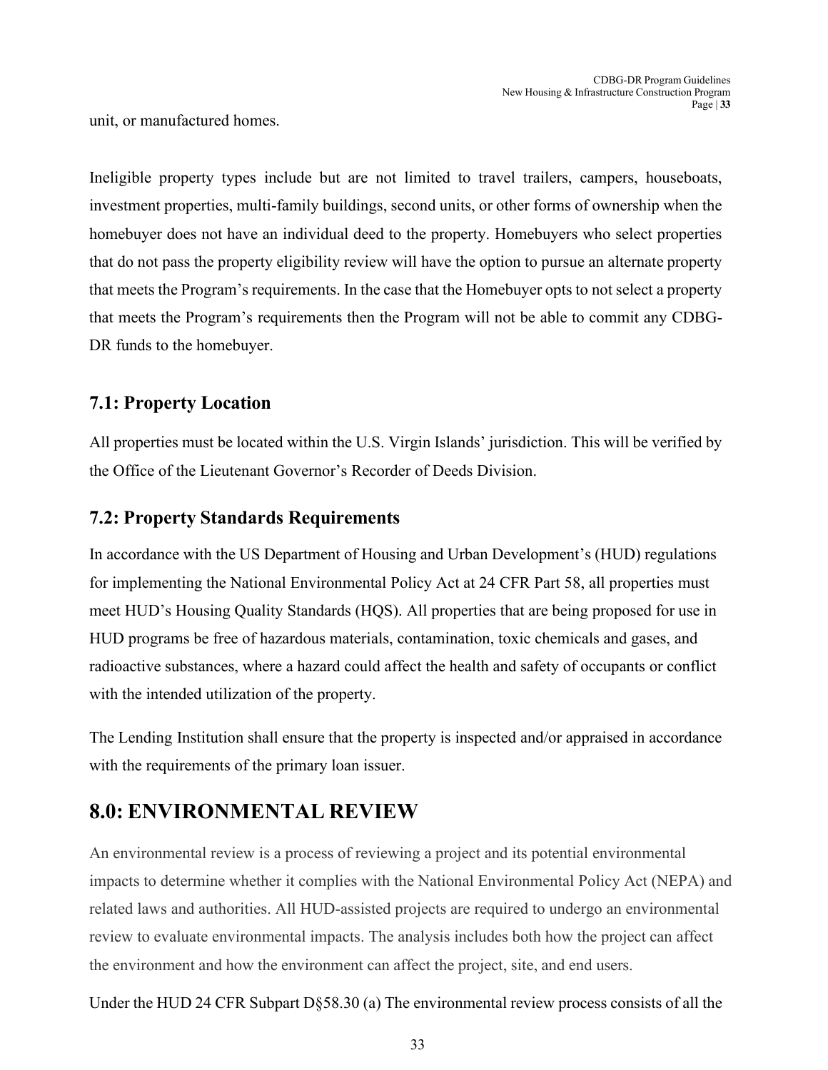unit, or manufactured homes.

Ineligible property types include but are not limited to travel trailers, campers, houseboats, investment properties, multi-family buildings, second units, or other forms of ownership when the homebuyer does not have an individual deed to the property. Homebuyers who select properties that do not pass the property eligibility review will have the option to pursue an alternate property that meets the Program's requirements. In the case that the Homebuyer opts to not select a property that meets the Program's requirements then the Program will not be able to commit any CDBG-DR funds to the homebuyer.

### 7.1: Property Location

All properties must be located within the U.S. Virgin Islands' jurisdiction. This will be verified by the Office of the Lieutenant Governor's Recorder of Deeds Division.

### 7.2: Property Standards Requirements

In accordance with the US Department of Housing and Urban Development's (HUD) regulations for implementing the National Environmental Policy Act at 24 CFR Part 58, all properties must meet HUD's Housing Quality Standards (HQS). All properties that are being proposed for use in HUD programs be free of hazardous materials, contamination, toxic chemicals and gases, and radioactive substances, where a hazard could affect the health and safety of occupants or conflict with the intended utilization of the property.

The Lending Institution shall ensure that the property is inspected and/or appraised in accordance with the requirements of the primary loan issuer.

## 8.0: ENVIRONMENTAL REVIEW

An environmental review is a process of reviewing a project and its potential environmental impacts to determine whether it complies with the National Environmental Policy Act (NEPA) and related laws and authorities. All HUD-assisted projects are required to undergo an environmental review to evaluate environmental impacts. The analysis includes both how the project can affect the environment and how the environment can affect the project, site, and end users.

Under the HUD 24 CFR Subpart D§58.30 (a) The environmental review process consists of all the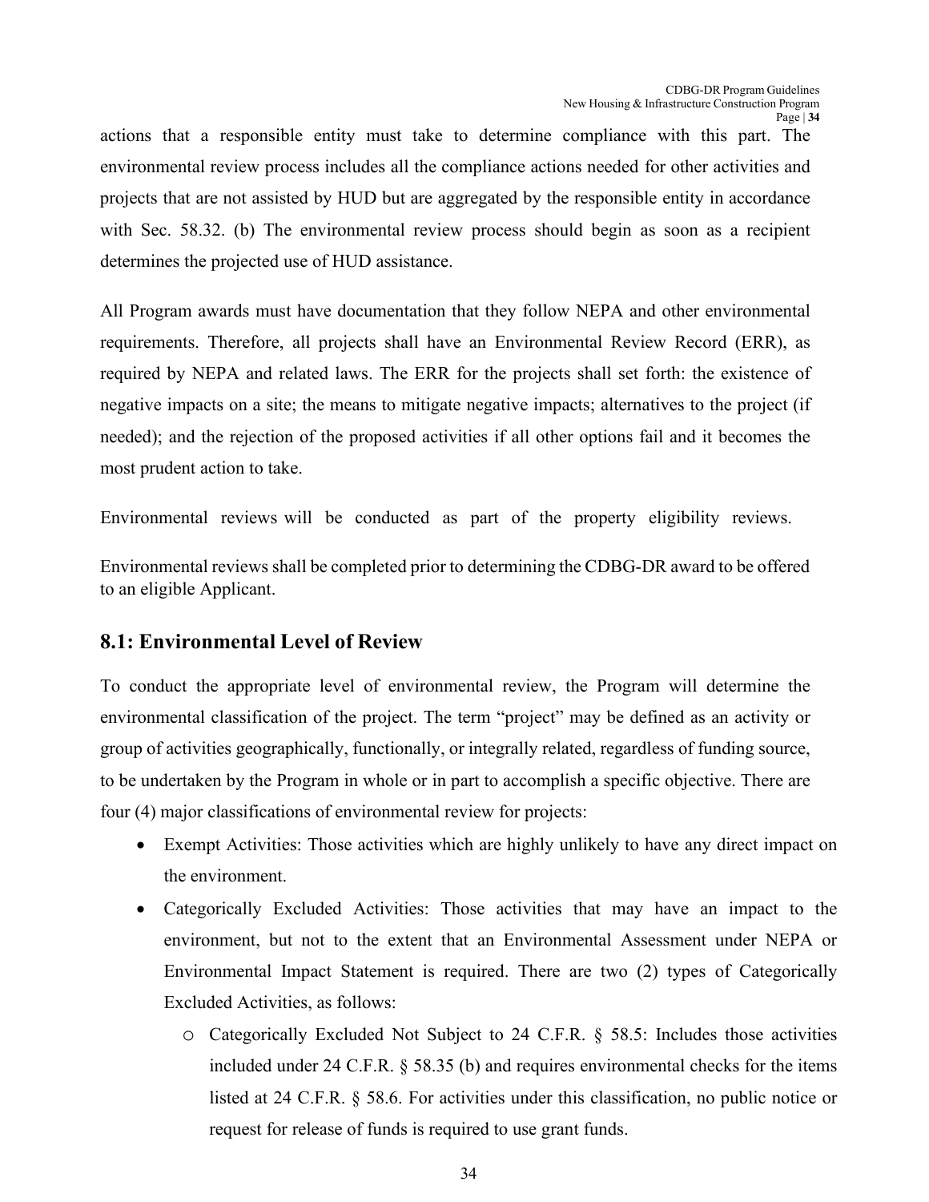actions that a responsible entity must take to determine compliance with this part. The environmental review process includes all the compliance actions needed for other activities and projects that are not assisted by HUD but are aggregated by the responsible entity in accordance with Sec. 58.32. (b) The environmental review process should begin as soon as a recipient determines the projected use of HUD assistance.

All Program awards must have documentation that they follow NEPA and other environmental requirements. Therefore, all projects shall have an Environmental Review Record (ERR), as required by NEPA and related laws. The ERR for the projects shall set forth: the existence of negative impacts on a site; the means to mitigate negative impacts; alternatives to the project (if needed); and the rejection of the proposed activities if all other options fail and it becomes the most prudent action to take.

Environmental reviews will be conducted as part of the property eligibility reviews.

Environmental reviews shall be completed prior to determining the CDBG-DR award to be offered to an eligible Applicant.

## 8.1: Environmental Level of Review

To conduct the appropriate level of environmental review, the Program will determine the environmental classification of the project. The term "project" may be defined as an activity or group of activities geographically, functionally, or integrally related, regardless of funding source, to be undertaken by the Program in whole or in part to accomplish a specific objective. There are four (4) major classifications of environmental review for projects:

- Exempt Activities: Those activities which are highly unlikely to have any direct impact on the environment.
- Categorically Excluded Activities: Those activities that may have an impact to the environment, but not to the extent that an Environmental Assessment under NEPA or Environmental Impact Statement is required. There are two (2) types of Categorically Excluded Activities, as follows:
  - Categorically Excluded Not Subject to 24 C.F.R. § 58.5: Includes those activities included under 24 C.F.R. § 58.35 (b) and requires environmental checks for the items listed at 24 C.F.R. § 58.6. For activities under this classification, no public notice or request for release of funds is required to use grant funds.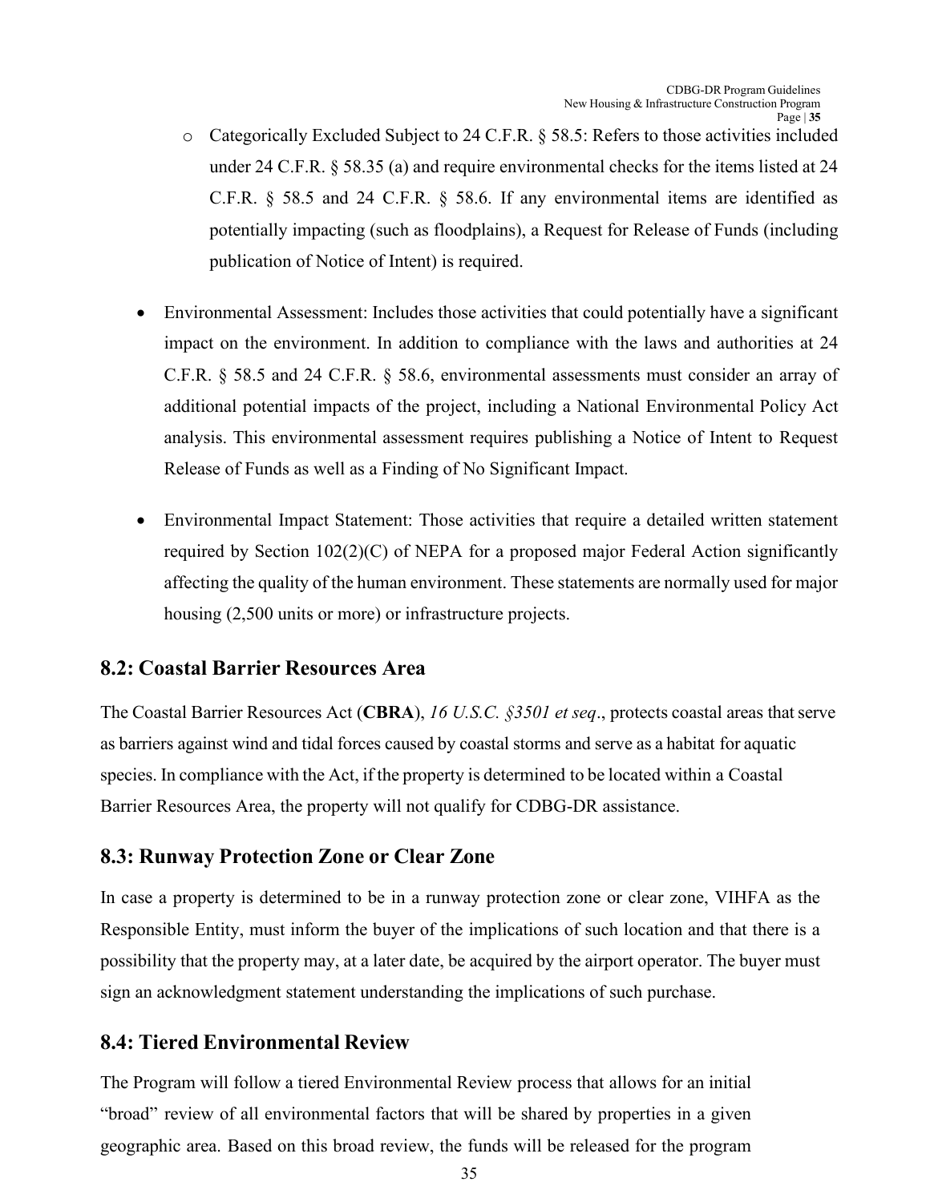- Categorically Excluded Subject to 24 C.F.R. § 58.5: Refers to those activities included under 24 C.F.R. § 58.35 (a) and require environmental checks for the items listed at 24 C.F.R. § 58.5 and 24 C.F.R. § 58.6. If any environmental items are identified as potentially impacting (such as floodplains), a Request for Release of Funds (including publication of Notice of Intent) is required.

- Environmental Assessment: Includes those activities that could potentially have a significant impact on the environment. In addition to compliance with the laws and authorities at 24 C.F.R. § 58.5 and 24 C.F.R. § 58.6, environmental assessments must consider an array of additional potential impacts of the project, including a National Environmental Policy Act analysis. This environmental assessment requires publishing a Notice of Intent to Request Release of Funds as well as a Finding of No Significant Impact.

- Environmental Impact Statement: Those activities that require a detailed written statement required by Section 102(2)(C) of NEPA for a proposed major Federal Action significantly affecting the quality of the human environment. These statements are normally used for major housing (2,500 units or more) or infrastructure projects.

## 8.2: Coastal Barrier Resources Area

The Coastal Barrier Resources Act (**CBRA**), *16 U.S.C. §3501 et seq*., protects coastal areas that serve as barriers against wind and tidal forces caused by coastal storms and serve as a habitat for aquatic species. In compliance with the Act, if the property is determined to be located within a Coastal Barrier Resources Area, the property will not qualify for CDBG-DR assistance.

## 8.3: Runway Protection Zone or Clear Zone

In case a property is determined to be in a runway protection zone or clear zone, VIHFA as the Responsible Entity, must inform the buyer of the implications of such location and that there is a possibility that the property may, at a later date, be acquired by the airport operator. The buyer must sign an acknowledgment statement understanding the implications of such purchase.

## 8.4: Tiered Environmental Review

The Program will follow a tiered Environmental Review process that allows for an initial "broad" review of all environmental factors that will be shared by properties in a given geographic area. Based on this broad review, the funds will be released for the program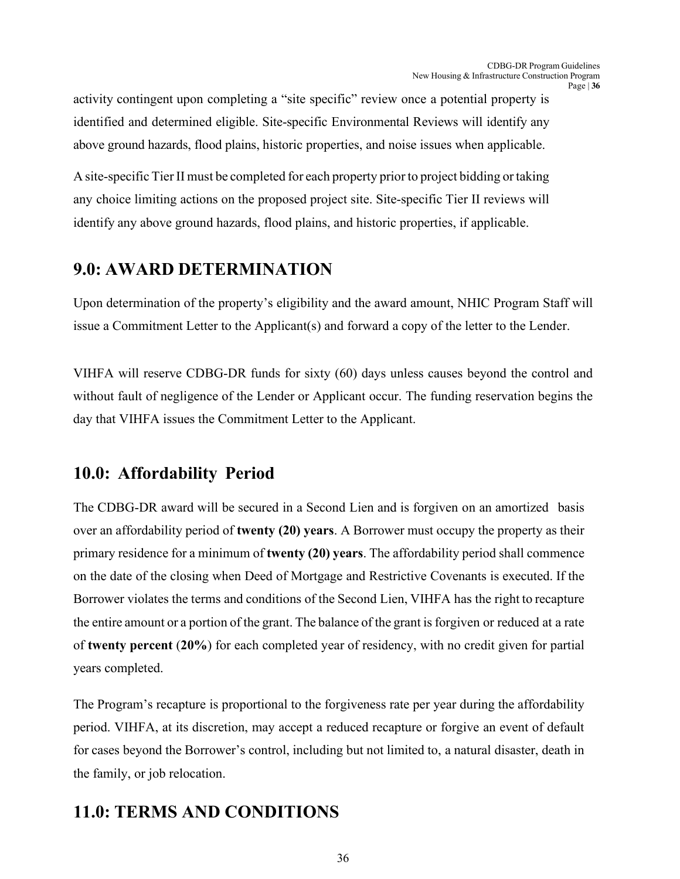activity contingent upon completing a "site specific" review once a potential property is identified and determined eligible. Site-specific Environmental Reviews will identify any above ground hazards, flood plains, historic properties, and noise issues when applicable.

A site-specific Tier II must be completed for each property prior to project bidding or taking any choice limiting actions on the proposed project site. Site-specific Tier II reviews will identify any above ground hazards, flood plains, and historic properties, if applicable.

## 9.0: AWARD DETERMINATION

Upon determination of the property's eligibility and the award amount, NHIC Program Staff will issue a Commitment Letter to the Applicant(s) and forward a copy of the letter to the Lender.

VIHFA will reserve CDBG-DR funds for sixty (60) days unless causes beyond the control and without fault of negligence of the Lender or Applicant occur. The funding reservation begins the day that VIHFA issues the Commitment Letter to the Applicant.

## 10.0: Affordability Period

The CDBG-DR award will be secured in a Second Lien and is forgiven on an amortized basis over an affordability period of **twenty (20) years**. A Borrower must occupy the property as their primary residence for a minimum of **twenty (20) years**. The affordability period shall commence on the date of the closing when Deed of Mortgage and Restrictive Covenants is executed. If the Borrower violates the terms and conditions of the Second Lien, VIHFA has the right to recapture the entire amount or a portion of the grant. The balance of the grant is forgiven or reduced at a rate of **twenty percent** (**20%**) for each completed year of residency, with no credit given for partial years completed.

The Program's recapture is proportional to the forgiveness rate per year during the affordability period. VIHFA, at its discretion, may accept a reduced recapture or forgive an event of default for cases beyond the Borrower's control, including but not limited to, a natural disaster, death in the family, or job relocation.

## 11.0: TERMS AND CONDITIONS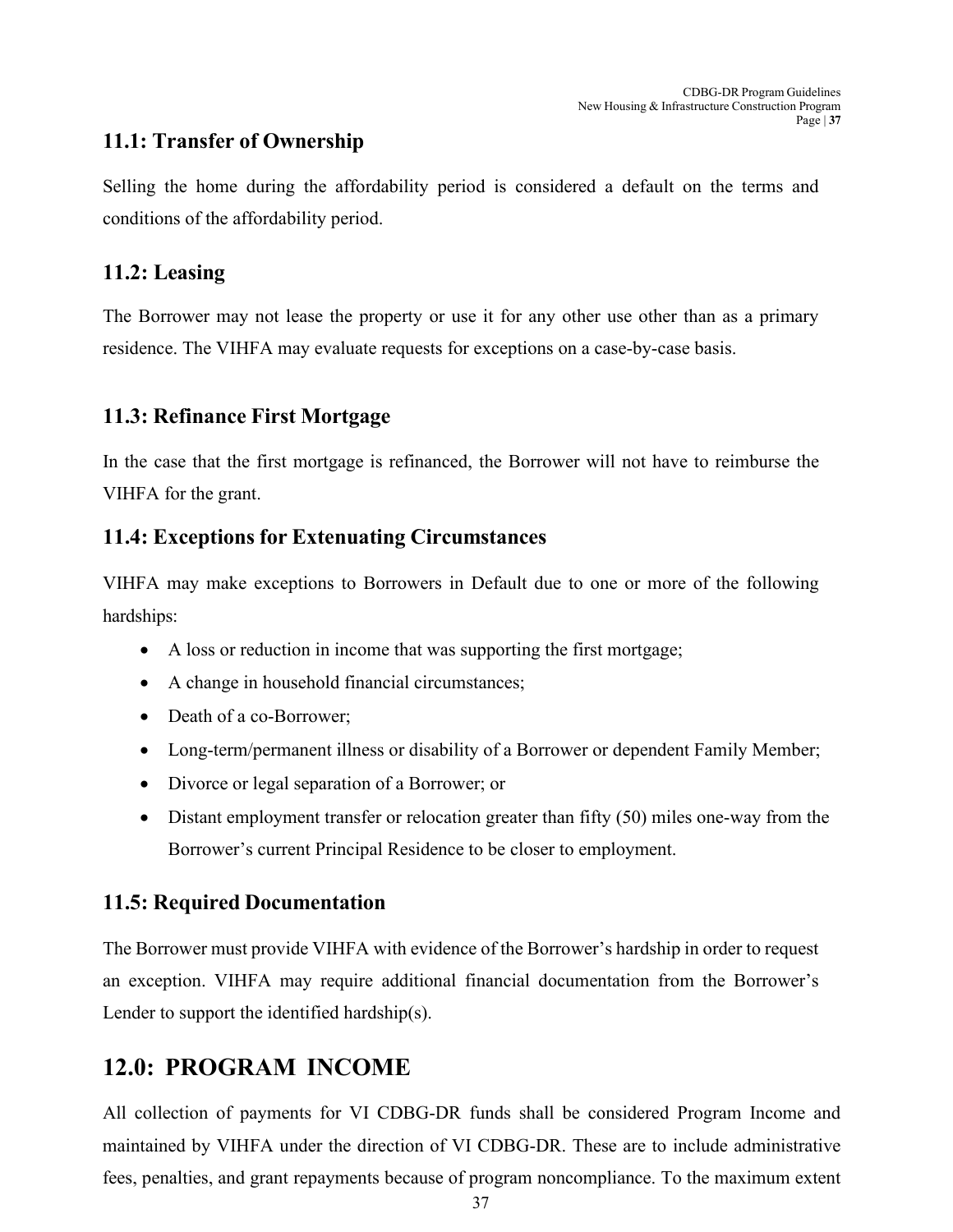### 11.1: Transfer of Ownership

Selling the home during the affordability period is considered a default on the terms and conditions of the affordability period.

### 11.2: Leasing

The Borrower may not lease the property or use it for any other use other than as a primary residence. The VIHFA may evaluate requests for exceptions on a case-by-case basis.

### 11.3: Refinance First Mortgage

In the case that the first mortgage is refinanced, the Borrower will not have to reimburse the VIHFA for the grant.

### 11.4: Exceptions for Extenuating Circumstances

VIHFA may make exceptions to Borrowers in Default due to one or more of the following hardships:

- A loss or reduction in income that was supporting the first mortgage;
- A change in household financial circumstances;
- Death of a co-Borrower;
- Long-term/permanent illness or disability of a Borrower or dependent Family Member;
- Divorce or legal separation of a Borrower; or
- Distant employment transfer or relocation greater than fifty (50) miles one-way from the Borrower's current Principal Residence to be closer to employment.

### 11.5: Required Documentation

The Borrower must provide VIHFA with evidence of the Borrower's hardship in order to request an exception. VIHFA may require additional financial documentation from the Borrower's Lender to support the identified hardship(s).

## 12.0: PROGRAM INCOME

All collection of payments for VI CDBG-DR funds shall be considered Program Income and maintained by VIHFA under the direction of VI CDBG-DR. These are to include administrative fees, penalties, and grant repayments because of program noncompliance. To the maximum extent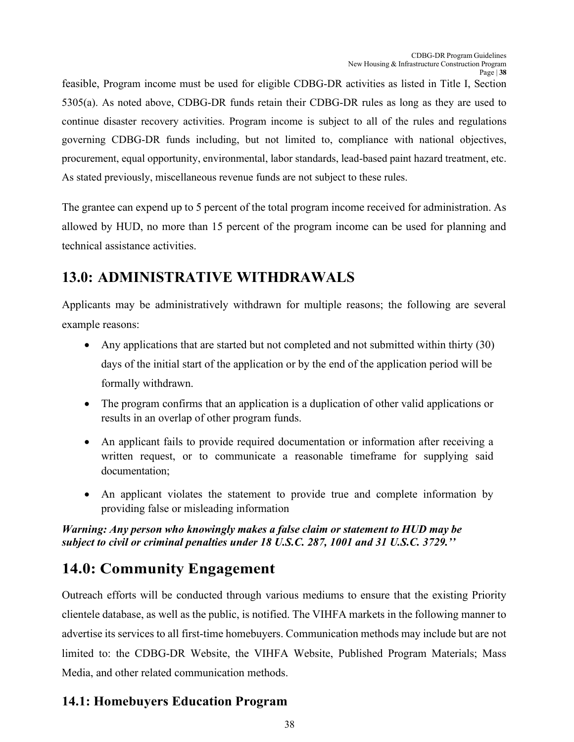feasible, Program income must be used for eligible CDBG-DR activities as listed in Title I, Section 5305(a). As noted above, CDBG-DR funds retain their CDBG-DR rules as long as they are used to continue disaster recovery activities. Program income is subject to all of the rules and regulations governing CDBG-DR funds including, but not limited to, compliance with national objectives, procurement, equal opportunity, environmental, labor standards, lead-based paint hazard treatment, etc. As stated previously, miscellaneous revenue funds are not subject to these rules.

The grantee can expend up to 5 percent of the total program income received for administration. As allowed by HUD, no more than 15 percent of the program income can be used for planning and technical assistance activities.

# 13.0: ADMINISTRATIVE WITHDRAWALS

Applicants may be administratively withdrawn for multiple reasons; the following are several example reasons:

- Any applications that are started but not completed and not submitted within thirty (30) days of the initial start of the application or by the end of the application period will be formally withdrawn.
- The program confirms that an application is a duplication of other valid applications or results in an overlap of other program funds.
- An applicant fails to provide required documentation or information after receiving a written request, or to communicate a reasonable timeframe for supplying said documentation;
- An applicant violates the statement to provide true and complete information by providing false or misleading information

***Warning: Any person who knowingly makes a false claim or statement to HUD may be subject to civil or criminal penalties under 18 U.S.C. 287, 1001 and 31 U.S.C. 3729.''***

# 14.0: Community Engagement

Outreach efforts will be conducted through various mediums to ensure that the existing Priority clientele database, as well as the public, is notified. The VIHFA markets in the following manner to advertise its services to all first-time homebuyers. Communication methods may include but are not limited to: the CDBG-DR Website, the VIHFA Website, Published Program Materials; Mass Media, and other related communication methods.

## 14.1: Homebuyers Education Program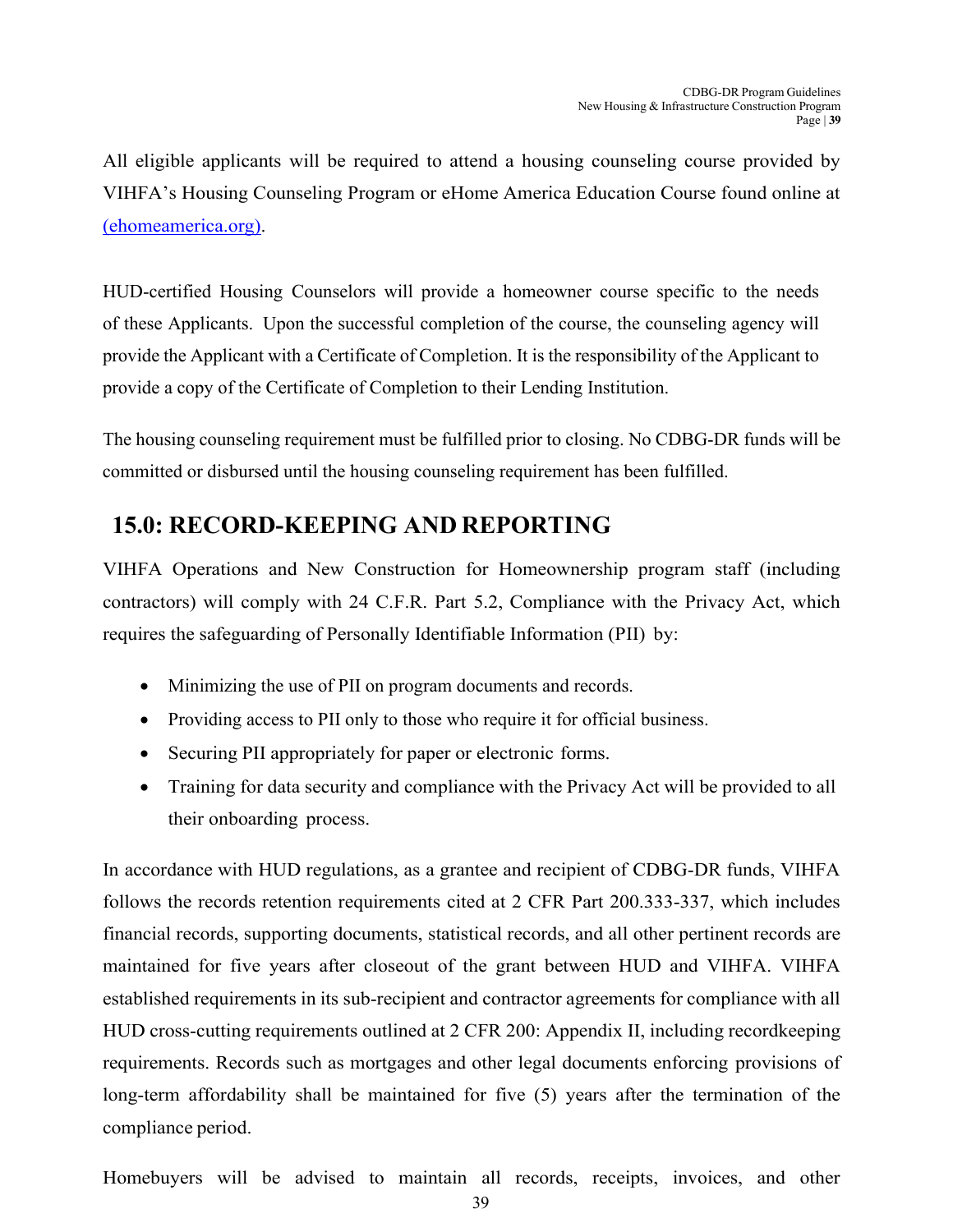All eligible applicants will be required to attend a housing counseling course provided by VIHFA's Housing Counseling Program or eHome America Education Course found online at [(ehomeamerica.org)](ehomeamerica.org).

HUD-certified Housing Counselors will provide a homeowner course specific to the needs of these Applicants. Upon the successful completion of the course, the counseling agency will provide the Applicant with a Certificate of Completion. It is the responsibility of the Applicant to provide a copy of the Certificate of Completion to their Lending Institution.

The housing counseling requirement must be fulfilled prior to closing. No CDBG-DR funds will be committed or disbursed until the housing counseling requirement has been fulfilled.

## 15.0: RECORD-KEEPING AND REPORTING

VIHFA Operations and New Construction for Homeownership program staff (including contractors) will comply with 24 C.F.R. Part 5.2, Compliance with the Privacy Act, which requires the safeguarding of Personally Identifiable Information (PII) by:

- Minimizing the use of PII on program documents and records.
- Providing access to PII only to those who require it for official business.
- Securing PII appropriately for paper or electronic forms.
- Training for data security and compliance with the Privacy Act will be provided to all their onboarding process.

In accordance with HUD regulations, as a grantee and recipient of CDBG-DR funds, VIHFA follows the records retention requirements cited at 2 CFR Part 200.333-337, which includes financial records, supporting documents, statistical records, and all other pertinent records are maintained for five years after closeout of the grant between HUD and VIHFA. VIHFA established requirements in its sub-recipient and contractor agreements for compliance with all HUD cross-cutting requirements outlined at 2 CFR 200: Appendix II, including recordkeeping requirements. Records such as mortgages and other legal documents enforcing provisions of long-term affordability shall be maintained for five (5) years after the termination of the compliance period.

Homebuyers will be advised to maintain all records, receipts, invoices, and other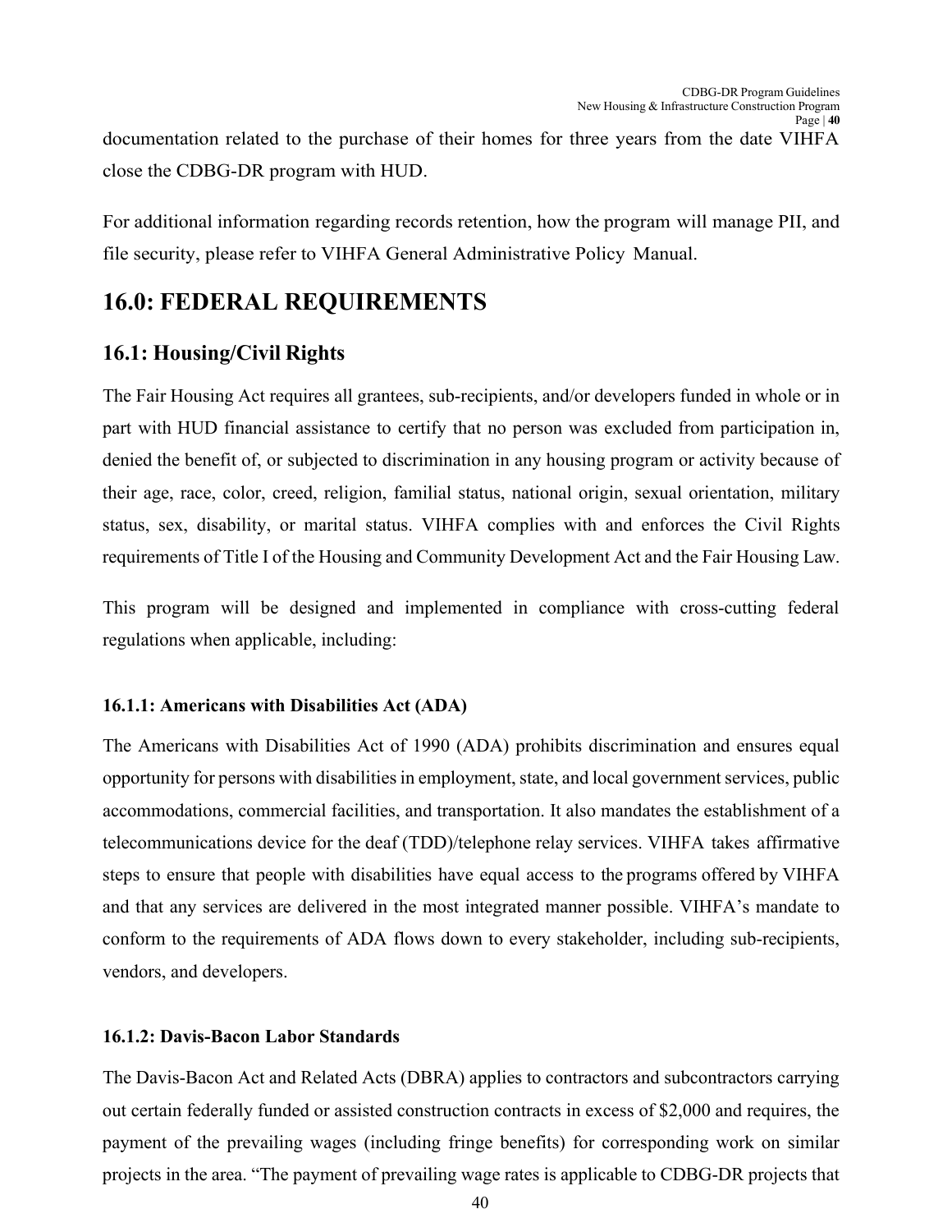documentation related to the purchase of their homes for three years from the date VIHFA close the CDBG-DR program with HUD.

For additional information regarding records retention, how the program will manage PII, and file security, please refer to VIHFA General Administrative Policy Manual.

# 16.0: FEDERAL REQUIREMENTS

## 16.1: Housing/Civil Rights

The Fair Housing Act requires all grantees, sub-recipients, and/or developers funded in whole or in part with HUD financial assistance to certify that no person was excluded from participation in, denied the benefit of, or subjected to discrimination in any housing program or activity because of their age, race, color, creed, religion, familial status, national origin, sexual orientation, military status, sex, disability, or marital status. VIHFA complies with and enforces the Civil Rights requirements of Title I of the Housing and Community Development Act and the Fair Housing Law.

This program will be designed and implemented in compliance with cross-cutting federal regulations when applicable, including:

### 16.1.1: Americans with Disabilities Act (ADA)

The Americans with Disabilities Act of 1990 (ADA) prohibits discrimination and ensures equal opportunity for persons with disabilities in employment, state, and local government services, public accommodations, commercial facilities, and transportation. It also mandates the establishment of a telecommunications device for the deaf (TDD)/telephone relay services. VIHFA takes affirmative steps to ensure that people with disabilities have equal access to the programs offered by VIHFA and that any services are delivered in the most integrated manner possible. VIHFA's mandate to conform to the requirements of ADA flows down to every stakeholder, including sub-recipients, vendors, and developers.

### 16.1.2: Davis-Bacon Labor Standards

The Davis-Bacon Act and Related Acts (DBRA) applies to contractors and subcontractors carrying out certain federally funded or assisted construction contracts in excess of $2,000 and requires, the payment of the prevailing wages (including fringe benefits) for corresponding work on similar projects in the area. "The payment of prevailing wage rates is applicable to CDBG-DR projects that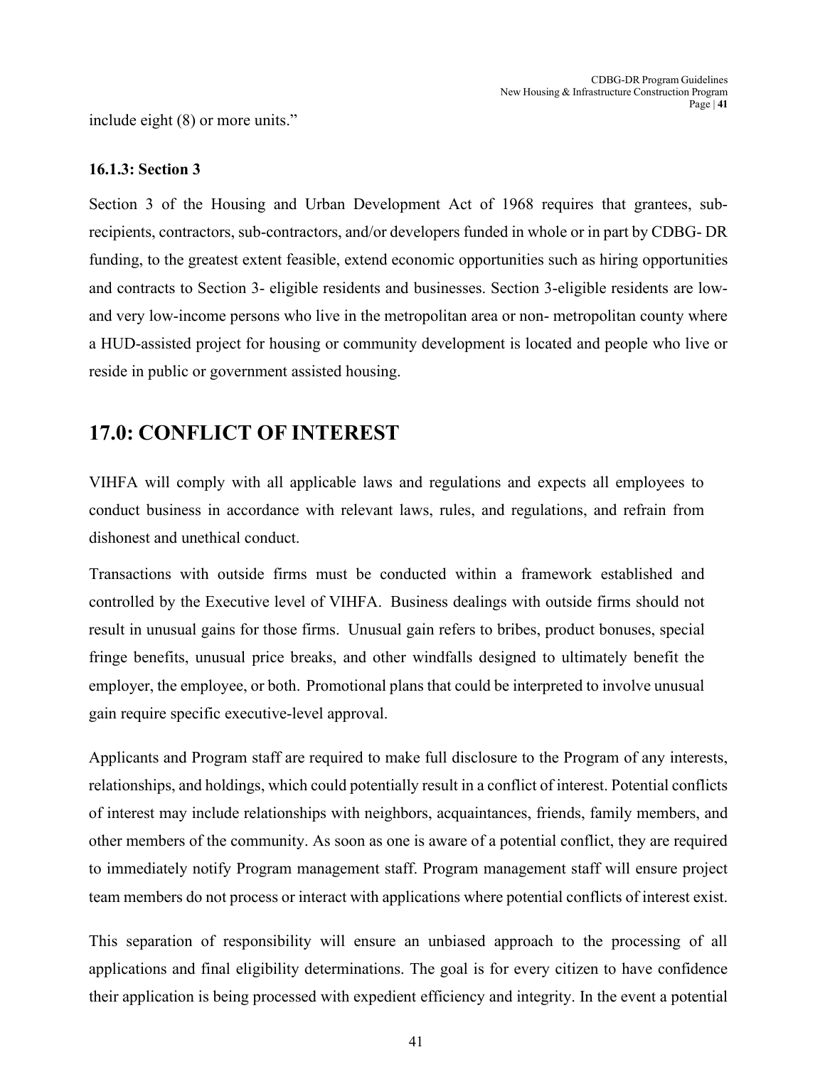include eight (8) or more units."

### 16.1.3: Section 3

Section 3 of the Housing and Urban Development Act of 1968 requires that grantees, sub-recipients, contractors, sub-contractors, and/or developers funded in whole or in part by CDBG- DR funding, to the greatest extent feasible, extend economic opportunities such as hiring opportunities and contracts to Section 3- eligible residents and businesses. Section 3-eligible residents are low- and very low-income persons who live in the metropolitan area or non- metropolitan county where a HUD-assisted project for housing or community development is located and people who live or reside in public or government assisted housing.

## 17.0: CONFLICT OF INTEREST

VIHFA will comply with all applicable laws and regulations and expects all employees to conduct business in accordance with relevant laws, rules, and regulations, and refrain from dishonest and unethical conduct.

Transactions with outside firms must be conducted within a framework established and controlled by the Executive level of VIHFA. Business dealings with outside firms should not result in unusual gains for those firms. Unusual gain refers to bribes, product bonuses, special fringe benefits, unusual price breaks, and other windfalls designed to ultimately benefit the employer, the employee, or both. Promotional plans that could be interpreted to involve unusual gain require specific executive-level approval.

Applicants and Program staff are required to make full disclosure to the Program of any interests, relationships, and holdings, which could potentially result in a conflict of interest. Potential conflicts of interest may include relationships with neighbors, acquaintances, friends, family members, and other members of the community. As soon as one is aware of a potential conflict, they are required to immediately notify Program management staff. Program management staff will ensure project team members do not process or interact with applications where potential conflicts of interest exist.

This separation of responsibility will ensure an unbiased approach to the processing of all applications and final eligibility determinations. The goal is for every citizen to have confidence their application is being processed with expedient efficiency and integrity. In the event a potential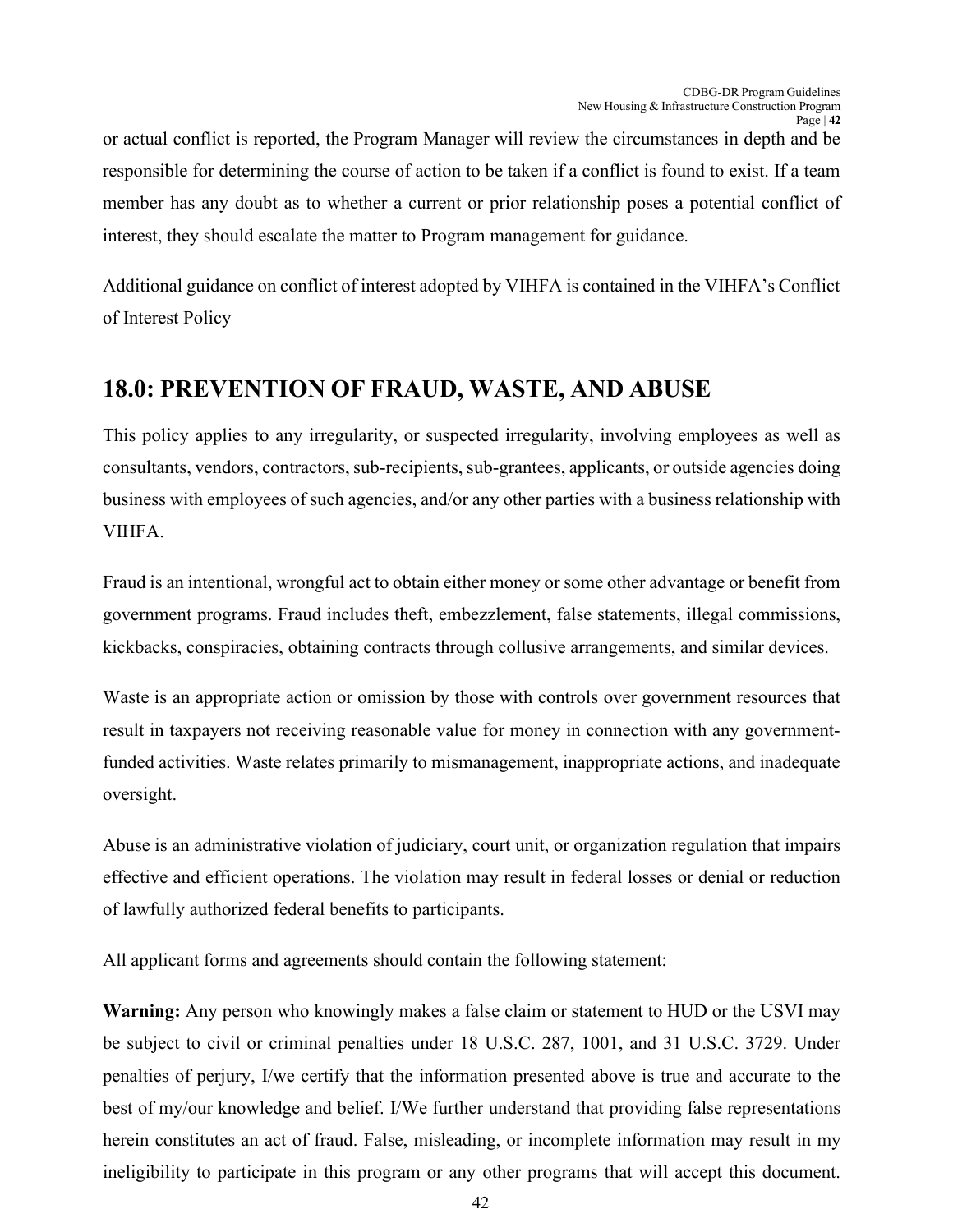or actual conflict is reported, the Program Manager will review the circumstances in depth and be responsible for determining the course of action to be taken if a conflict is found to exist. If a team member has any doubt as to whether a current or prior relationship poses a potential conflict of interest, they should escalate the matter to Program management for guidance.

Additional guidance on conflict of interest adopted by VIHFA is contained in the VIHFA's Conflict of Interest Policy

## 18.0: PREVENTION OF FRAUD, WASTE, AND ABUSE

This policy applies to any irregularity, or suspected irregularity, involving employees as well as consultants, vendors, contractors, sub-recipients, sub-grantees, applicants, or outside agencies doing business with employees of such agencies, and/or any other parties with a business relationship with VIHFA.

Fraud is an intentional, wrongful act to obtain either money or some other advantage or benefit from government programs. Fraud includes theft, embezzlement, false statements, illegal commissions, kickbacks, conspiracies, obtaining contracts through collusive arrangements, and similar devices.

Waste is an appropriate action or omission by those with controls over government resources that result in taxpayers not receiving reasonable value for money in connection with any government-funded activities. Waste relates primarily to mismanagement, inappropriate actions, and inadequate oversight.

Abuse is an administrative violation of judiciary, court unit, or organization regulation that impairs effective and efficient operations. The violation may result in federal losses or denial or reduction of lawfully authorized federal benefits to participants.

All applicant forms and agreements should contain the following statement:

**Warning:** Any person who knowingly makes a false claim or statement to HUD or the USVI may be subject to civil or criminal penalties under 18 U.S.C. 287, 1001, and 31 U.S.C. 3729. Under penalties of perjury, I/we certify that the information presented above is true and accurate to the best of my/our knowledge and belief. I/We further understand that providing false representations herein constitutes an act of fraud. False, misleading, or incomplete information may result in my ineligibility to participate in this program or any other programs that will accept this document.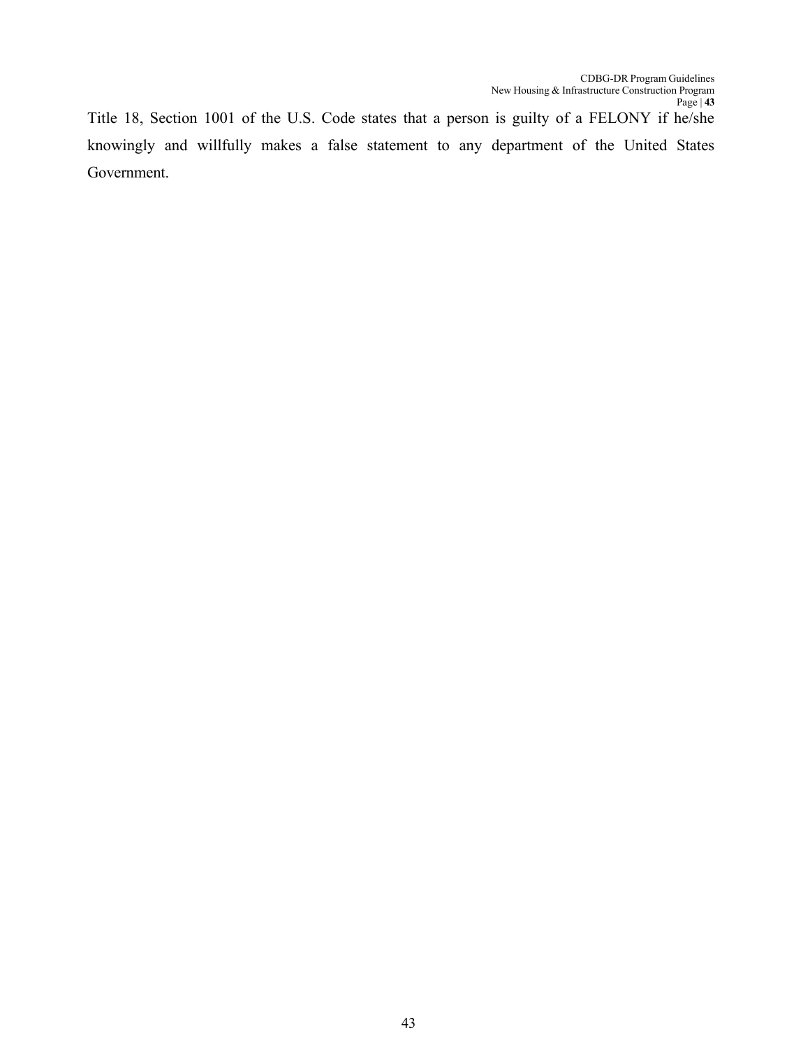Title 18, Section 1001 of the U.S. Code states that a person is guilty of a FELONY if he/she knowingly and willfully makes a false statement to any department of the United States Government.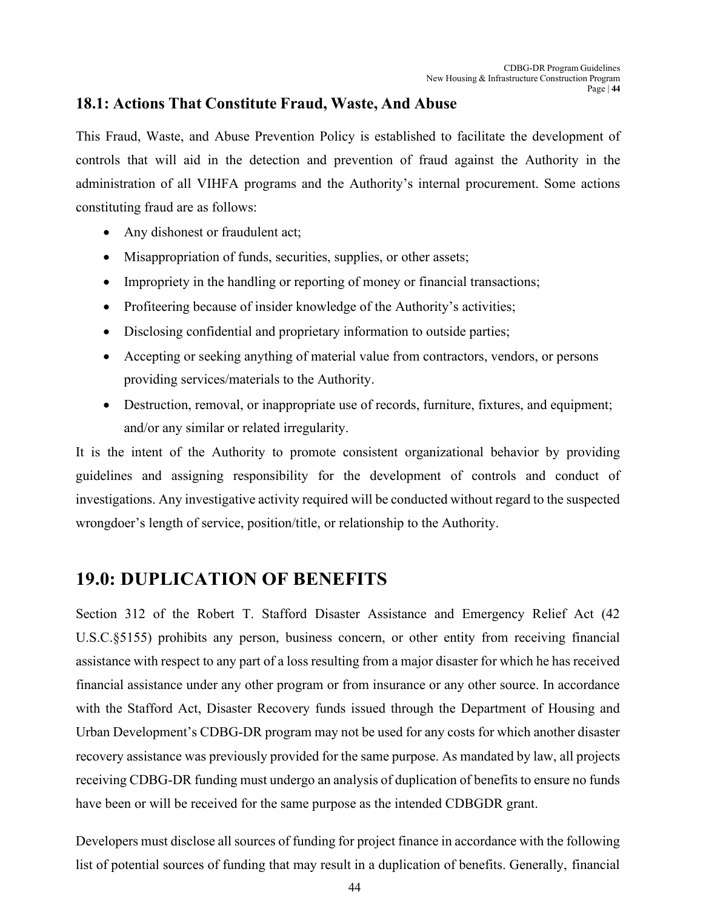### 18.1: Actions That Constitute Fraud, Waste, And Abuse

This Fraud, Waste, and Abuse Prevention Policy is established to facilitate the development of controls that will aid in the detection and prevention of fraud against the Authority in the administration of all VIHFA programs and the Authority's internal procurement. Some actions constituting fraud are as follows:

- Any dishonest or fraudulent act;
- Misappropriation of funds, securities, supplies, or other assets;
- Impropriety in the handling or reporting of money or financial transactions;
- Profiteering because of insider knowledge of the Authority's activities;
- Disclosing confidential and proprietary information to outside parties;
- Accepting or seeking anything of material value from contractors, vendors, or persons providing services/materials to the Authority.
- Destruction, removal, or inappropriate use of records, furniture, fixtures, and equipment; and/or any similar or related irregularity.

It is the intent of the Authority to promote consistent organizational behavior by providing guidelines and assigning responsibility for the development of controls and conduct of investigations. Any investigative activity required will be conducted without regard to the suspected wrongdoer's length of service, position/title, or relationship to the Authority.

## 19.0: DUPLICATION OF BENEFITS

Section 312 of the Robert T. Stafford Disaster Assistance and Emergency Relief Act (42 U.S.C.§5155) prohibits any person, business concern, or other entity from receiving financial assistance with respect to any part of a loss resulting from a major disaster for which he has received financial assistance under any other program or from insurance or any other source. In accordance with the Stafford Act, Disaster Recovery funds issued through the Department of Housing and Urban Development's CDBG-DR program may not be used for any costs for which another disaster recovery assistance was previously provided for the same purpose. As mandated by law, all projects receiving CDBG-DR funding must undergo an analysis of duplication of benefits to ensure no funds have been or will be received for the same purpose as the intended CDBGDR grant.

Developers must disclose all sources of funding for project finance in accordance with the following list of potential sources of funding that may result in a duplication of benefits. Generally, financial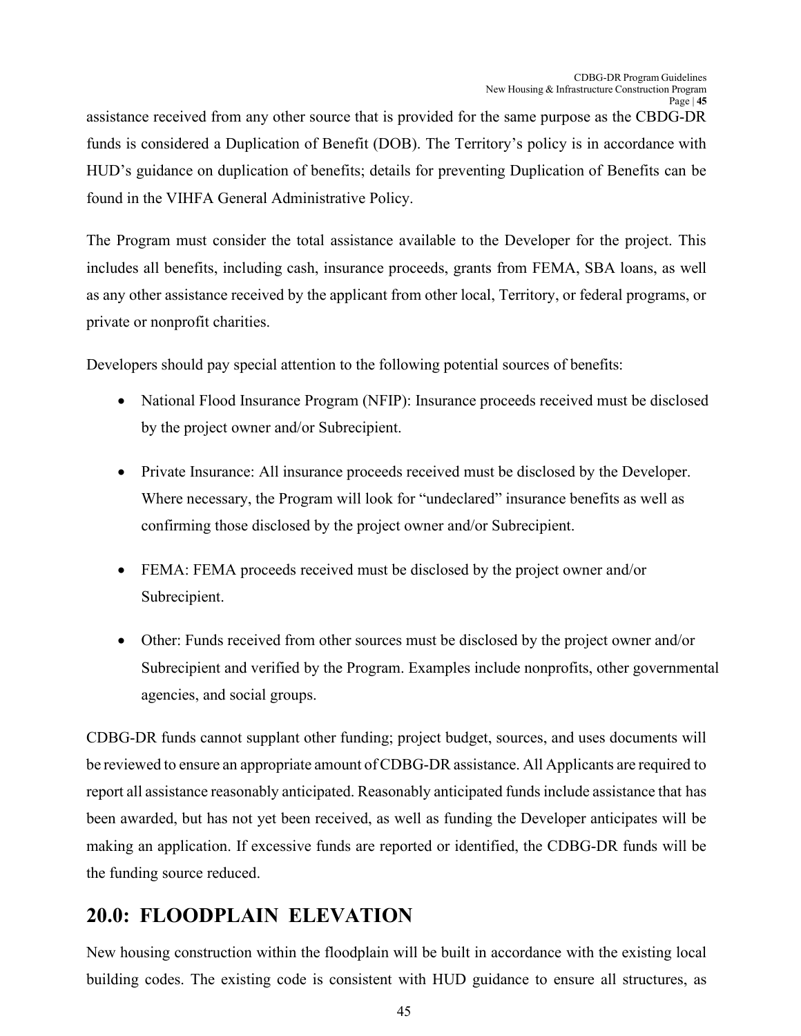assistance received from any other source that is provided for the same purpose as the CBDG-DR funds is considered a Duplication of Benefit (DOB). The Territory's policy is in accordance with HUD's guidance on duplication of benefits; details for preventing Duplication of Benefits can be found in the VIHFA General Administrative Policy.

The Program must consider the total assistance available to the Developer for the project. This includes all benefits, including cash, insurance proceeds, grants from FEMA, SBA loans, as well as any other assistance received by the applicant from other local, Territory, or federal programs, or private or nonprofit charities.

Developers should pay special attention to the following potential sources of benefits:

- National Flood Insurance Program (NFIP): Insurance proceeds received must be disclosed by the project owner and/or Subrecipient.
- Private Insurance: All insurance proceeds received must be disclosed by the Developer. Where necessary, the Program will look for "undeclared" insurance benefits as well as confirming those disclosed by the project owner and/or Subrecipient.
- FEMA: FEMA proceeds received must be disclosed by the project owner and/or Subrecipient.
- Other: Funds received from other sources must be disclosed by the project owner and/or Subrecipient and verified by the Program. Examples include nonprofits, other governmental agencies, and social groups.

CDBG-DR funds cannot supplant other funding; project budget, sources, and uses documents will be reviewed to ensure an appropriate amount of CDBG-DR assistance. All Applicants are required to report all assistance reasonably anticipated. Reasonably anticipated funds include assistance that has been awarded, but has not yet been received, as well as funding the Developer anticipates will be making an application. If excessive funds are reported or identified, the CDBG-DR funds will be the funding source reduced.

## 20.0: FLOODPLAIN ELEVATION

New housing construction within the floodplain will be built in accordance with the existing local building codes. The existing code is consistent with HUD guidance to ensure all structures, as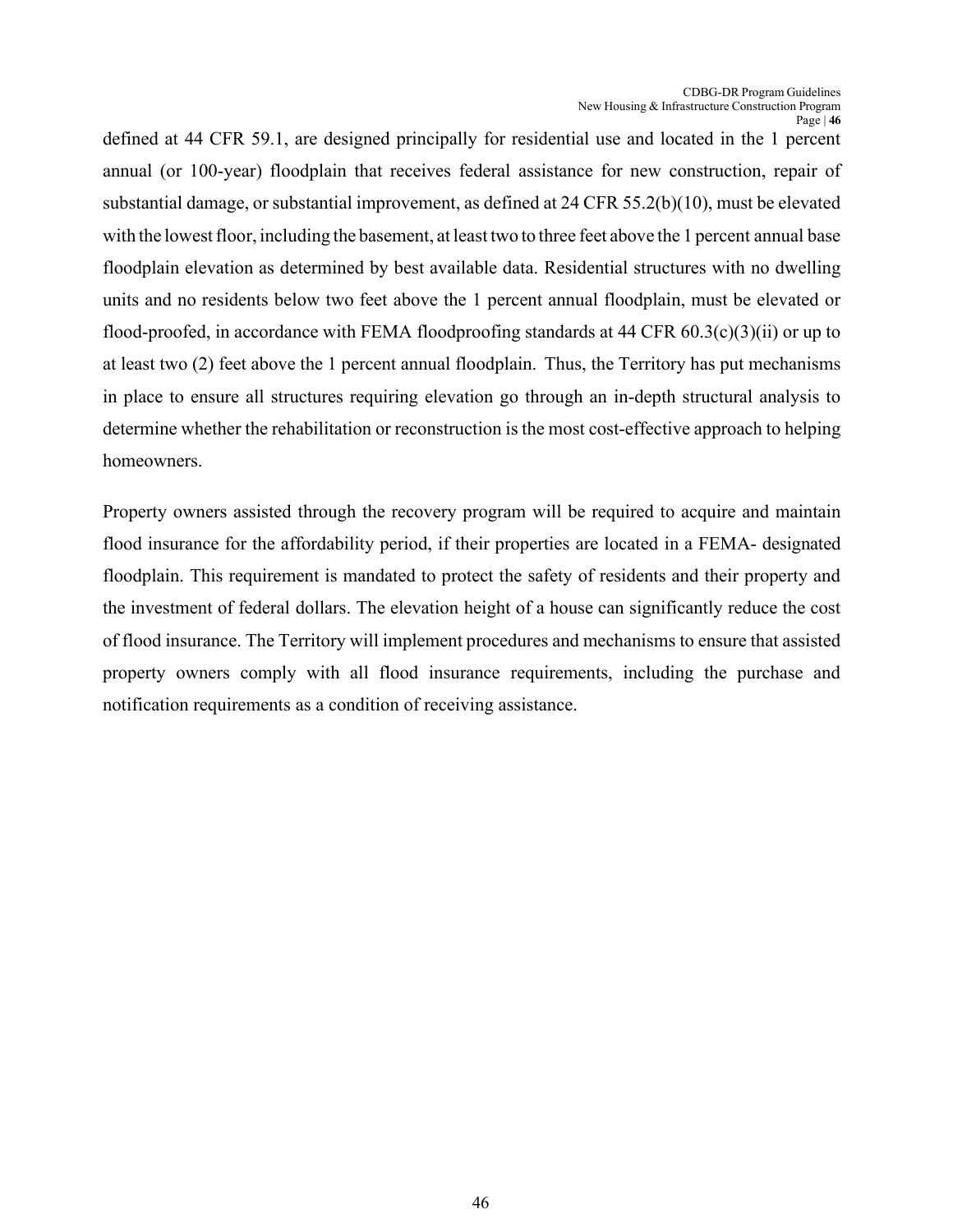defined at 44 CFR 59.1, are designed principally for residential use and located in the 1 percent annual (or 100-year) floodplain that receives federal assistance for new construction, repair of substantial damage, or substantial improvement, as defined at 24 CFR 55.2(b)(10), must be elevated with the lowest floor, including the basement, at least two to three feet above the 1 percent annual base floodplain elevation as determined by best available data. Residential structures with no dwelling units and no residents below two feet above the 1 percent annual floodplain, must be elevated or flood-proofed, in accordance with FEMA floodproofing standards at 44 CFR 60.3(c)(3)(ii) or up to at least two (2) feet above the 1 percent annual floodplain. Thus, the Territory has put mechanisms in place to ensure all structures requiring elevation go through an in-depth structural analysis to determine whether the rehabilitation or reconstruction is the most cost-effective approach to helping homeowners.

Property owners assisted through the recovery program will be required to acquire and maintain flood insurance for the affordability period, if their properties are located in a FEMA- designated floodplain. This requirement is mandated to protect the safety of residents and their property and the investment of federal dollars. The elevation height of a house can significantly reduce the cost of flood insurance. The Territory will implement procedures and mechanisms to ensure that assisted property owners comply with all flood insurance requirements, including the purchase and notification requirements as a condition of receiving assistance.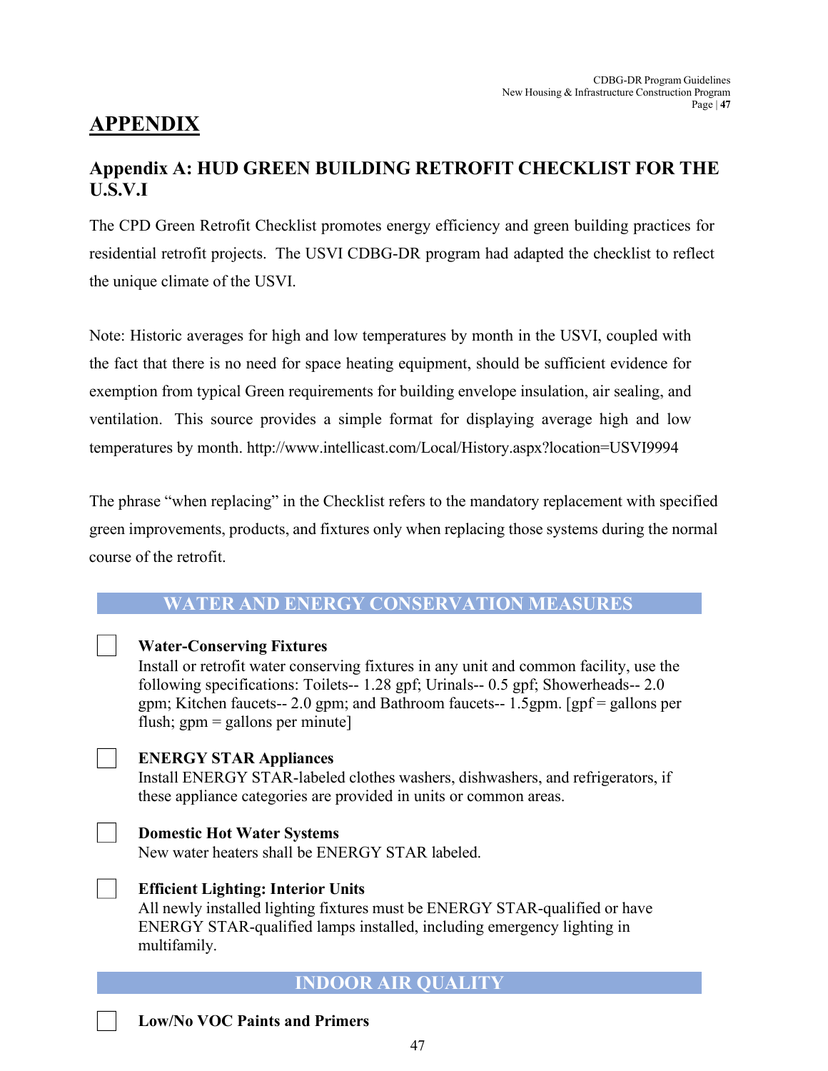# APPENDIX

## Appendix A: HUD GREEN BUILDING RETROFIT CHECKLIST FOR THE U.S.V.I

The CPD Green Retrofit Checklist promotes energy efficiency and green building practices for residential retrofit projects. The USVI CDBG-DR program had adapted the checklist to reflect the unique climate of the USVI.

Note: Historic averages for high and low temperatures by month in the USVI, coupled with the fact that there is no need for space heating equipment, should be sufficient evidence for exemption from typical Green requirements for building envelope insulation, air sealing, and ventilation. This source provides a simple format for displaying average high and low temperatures by month. http://www.intellicast.com/Local/History.aspx?location=USVI9994

The phrase "when replacing" in the Checklist refers to the mandatory replacement with specified green improvements, products, and fixtures only when replacing those systems during the normal course of the retrofit.

### WATER AND ENERGY CONSERVATION MEASURES

☐ **Water-Conserving Fixtures**
Install or retrofit water conserving fixtures in any unit and common facility, use the following specifications: Toilets-- 1.28 gpf; Urinals-- 0.5 gpf; Showerheads-- 2.0 gpm; Kitchen faucets-- 2.0 gpm; and Bathroom faucets-- 1.5gpm. [gpf = gallons per flush; gpm = gallons per minute]

☐ **ENERGY STAR Appliances**
Install ENERGY STAR-labeled clothes washers, dishwashers, and refrigerators, if these appliance categories are provided in units or common areas.

☐ **Domestic Hot Water Systems**
New water heaters shall be ENERGY STAR labeled.

☐ **Efficient Lighting: Interior Units**
All newly installed lighting fixtures must be ENERGY STAR-qualified or have ENERGY STAR-qualified lamps installed, including emergency lighting in multifamily.

### INDOOR AIR QUALITY

☐ **Low/No VOC Paints and Primers**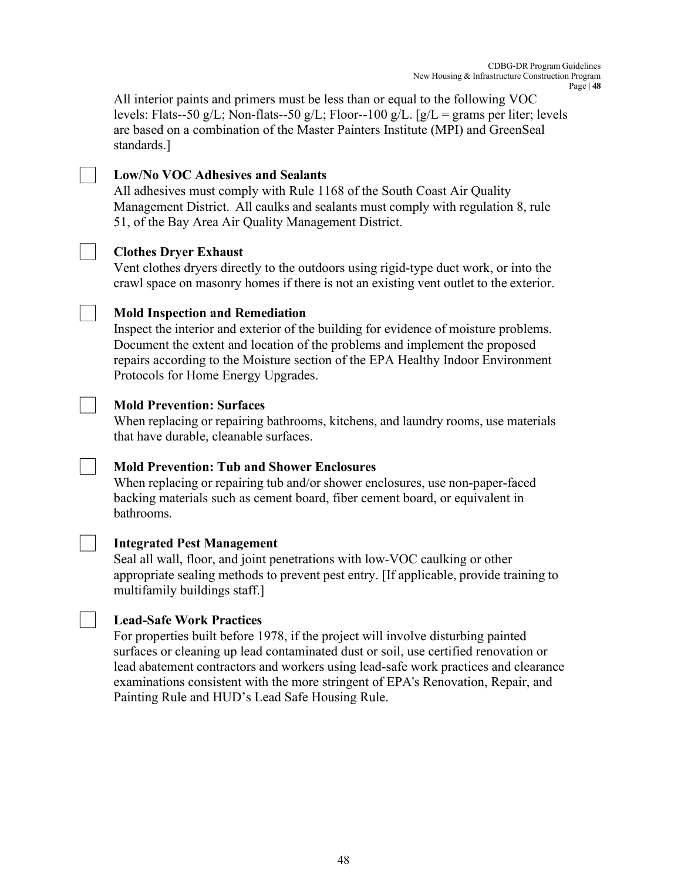All interior paints and primers must be less than or equal to the following VOC levels: Flats--50 g/L; Non-flats--50 g/L; Floor--100 g/L. [g/L = grams per liter; levels are based on a combination of the Master Painters Institute (MPI) and GreenSeal standards.]

☐ **Low/No VOC Adhesives and Sealants**
All adhesives must comply with Rule 1168 of the South Coast Air Quality Management District. All caulks and sealants must comply with regulation 8, rule 51, of the Bay Area Air Quality Management District.

☐ **Clothes Dryer Exhaust**
Vent clothes dryers directly to the outdoors using rigid-type duct work, or into the crawl space on masonry homes if there is not an existing vent outlet to the exterior.

☐ **Mold Inspection and Remediation**
Inspect the interior and exterior of the building for evidence of moisture problems. Document the extent and location of the problems and implement the proposed repairs according to the Moisture section of the EPA Healthy Indoor Environment Protocols for Home Energy Upgrades.

☐ **Mold Prevention: Surfaces**
When replacing or repairing bathrooms, kitchens, and laundry rooms, use materials that have durable, cleanable surfaces.

☐ **Mold Prevention: Tub and Shower Enclosures**
When replacing or repairing tub and/or shower enclosures, use non-paper-faced backing materials such as cement board, fiber cement board, or equivalent in bathrooms.

☐ **Integrated Pest Management**
Seal all wall, floor, and joint penetrations with low-VOC caulking or other appropriate sealing methods to prevent pest entry. [If applicable, provide training to multifamily buildings staff.]

☐ **Lead-Safe Work Practices**
For properties built before 1978, if the project will involve disturbing painted surfaces or cleaning up lead contaminated dust or soil, use certified renovation or lead abatement contractors and workers using lead-safe work practices and clearance examinations consistent with the more stringent of EPA's Renovation, Repair, and Painting Rule and HUD's Lead Safe Housing Rule.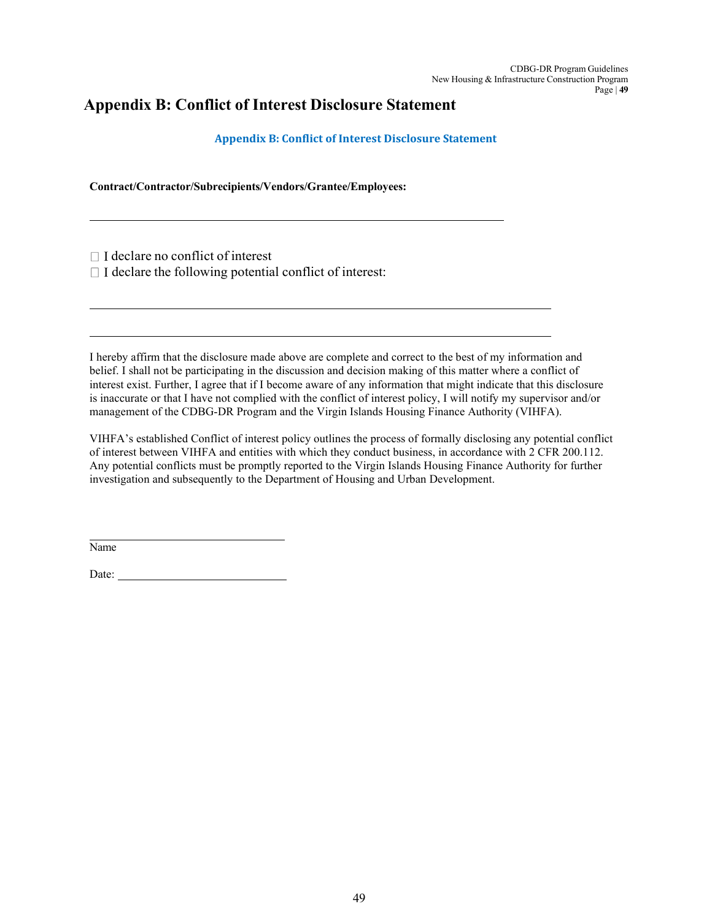# Appendix B: Conflict of Interest Disclosure Statement

## Appendix B: Conflict of Interest Disclosure Statement

**Contract/Contractor/Subrecipients/Vendors/Grantee/Employees:**

\_\_\_\_\_\_\_\_\_\_\_\_\_\_\_\_\_\_\_\_\_\_\_\_\_\_\_\_\_\_\_\_\_\_\_\_\_\_\_\_\_\_\_\_\_\_\_\_\_\_\_\_\_\_\_\_\_\_\_\_

☐ I declare no conflict of interest
☐ I declare the following potential conflict of interest:

\_\_\_\_\_\_\_\_\_\_\_\_\_\_\_\_\_\_\_\_\_\_\_\_\_\_\_\_\_\_\_\_\_\_\_\_\_\_\_\_\_\_\_\_\_\_\_\_\_\_\_\_\_\_\_\_\_\_\_\_\_\_\_\_

\_\_\_\_\_\_\_\_\_\_\_\_\_\_\_\_\_\_\_\_\_\_\_\_\_\_\_\_\_\_\_\_\_\_\_\_\_\_\_\_\_\_\_\_\_\_\_\_\_\_\_\_\_\_\_\_\_\_\_\_\_\_\_\_

I hereby affirm that the disclosure made above are complete and correct to the best of my information and belief. I shall not be participating in the discussion and decision making of this matter where a conflict of interest exist. Further, I agree that if I become aware of any information that might indicate that this disclosure is inaccurate or that I have not complied with the conflict of interest policy, I will notify my supervisor and/or management of the CDBG-DR Program and the Virgin Islands Housing Finance Authority (VIHFA).

VIHFA's established Conflict of interest policy outlines the process of formally disclosing any potential conflict of interest between VIHFA and entities with which they conduct business, in accordance with 2 CFR 200.112. Any potential conflicts must be promptly reported to the Virgin Islands Housing Finance Authority for further investigation and subsequently to the Department of Housing and Urban Development.

\_\_\_\_\_\_\_\_\_\_\_\_\_\_\_\_\_\_\_\_\_\_\_\_\_\_\_\_
Name

Date: \_\_\_\_\_\_\_\_\_\_\_\_\_\_\_\_\_\_\_\_\_\_\_\_\_